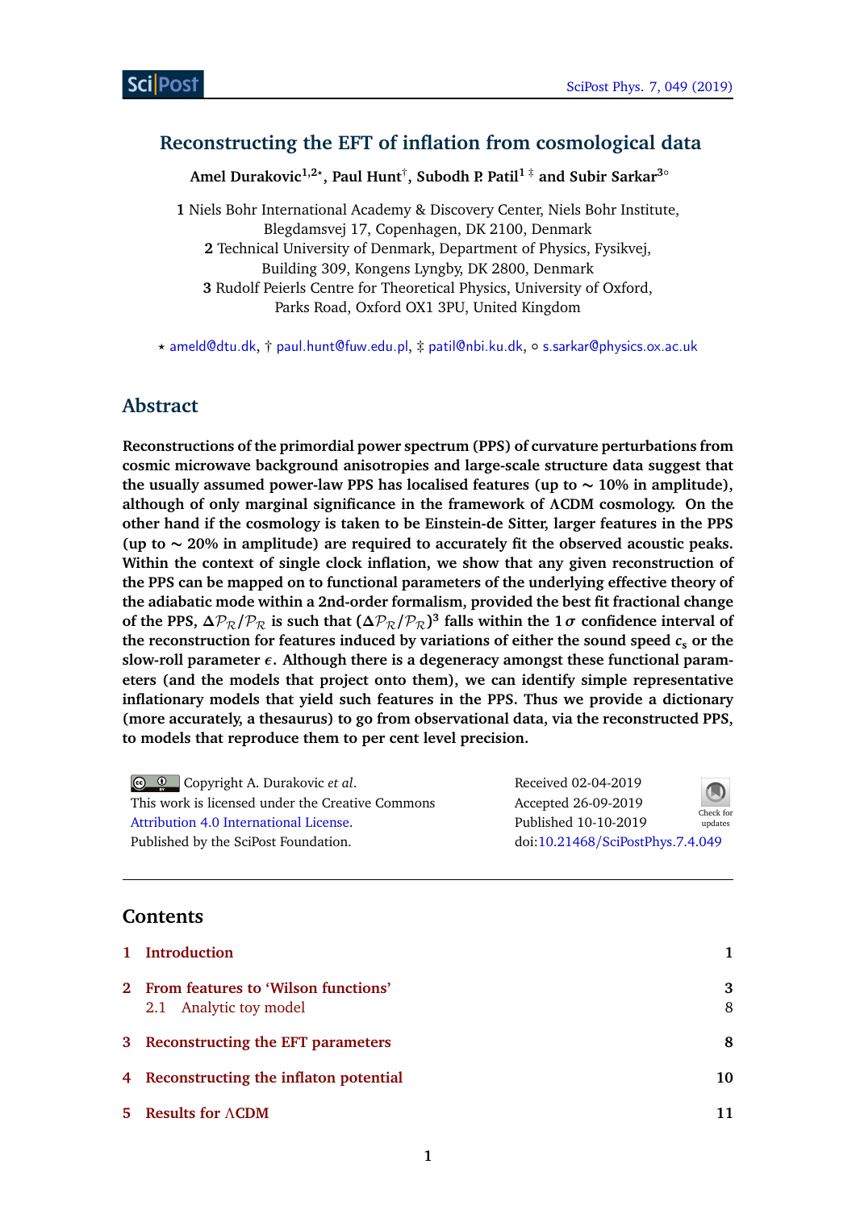# Reconstructing the EFT of inflation from cosmological data

**Amel Durakovic[1,2⋆], Paul Hunt[†], Subodh P. Patil[1‡] and Subir Sarkar[3∘]**

**1** Niels Bohr International Academy & Discovery Center, Niels Bohr Institute, Blegdamsvej 17, Copenhagen, DK 2100, Denmark

**2** Technical University of Denmark, Department of Physics, Fysikvej, Building 309, Kongens Lyngby, DK 2800, Denmark

**3** Rudolf Peierls Centre for Theoretical Physics, University of Oxford, Parks Road, Oxford OX1 3PU, United Kingdom

⋆ ameld@dtu.dk, † paul.hunt@fuw.edu.pl, ‡ patil@nbi.ku.dk, ∘ s.sarkar@physics.ox.ac.uk

## Abstract

**Reconstructions of the primordial power spectrum (PPS) of curvature perturbations from cosmic microwave background anisotropies and large-scale structure data suggest that the usually assumed power-law PPS has localised features (up to $\sim 10\%$ in amplitude), although of only marginal significance in the framework of $\Lambda$CDM cosmology. On the other hand if the cosmology is taken to be Einstein-de Sitter, larger features in the PPS (up to $\sim 20\%$ in amplitude) are required to accurately fit the observed acoustic peaks. Within the context of single clock inflation, we show that any given reconstruction of the PPS can be mapped on to functional parameters of the underlying effective theory of the adiabatic mode within a 2nd-order formalism, provided the best fit fractional change of the PPS, $\Delta\mathcal{P}_\mathcal{R}/\mathcal{P}_\mathcal{R}$ is such that $(\Delta\mathcal{P}_\mathcal{R}/\mathcal{P}_\mathcal{R})^3$ falls within the $1\,\sigma$ confidence interval of the reconstruction for features induced by variations of either the sound speed $c_s$ or the slow-roll parameter $\epsilon$. Although there is a degeneracy amongst these functional parameters (and the models that project onto them), we can identify simple representative inflationary models that yield such features in the PPS. Thus we provide a dictionary (more accurately, a thesaurus) to go from observational data, via the reconstructed PPS, to models that reproduce them to per cent level precision.**

Copyright A. Durakovic *et al*.
This work is licensed under the Creative Commons Attribution 4.0 International License.
Published by the SciPost Foundation.

Received 02-04-2019
Accepted 26-09-2019
Published 10-10-2019
doi:10.21468/SciPostPhys.7.4.049

---

## Contents

1 Introduction 1

2 From features to 'Wilson functions' 3
  2.1 Analytic toy model 8

3 Reconstructing the EFT parameters 8

4 Reconstructing the inflaton potential 10

5 Results for $\Lambda$CDM 11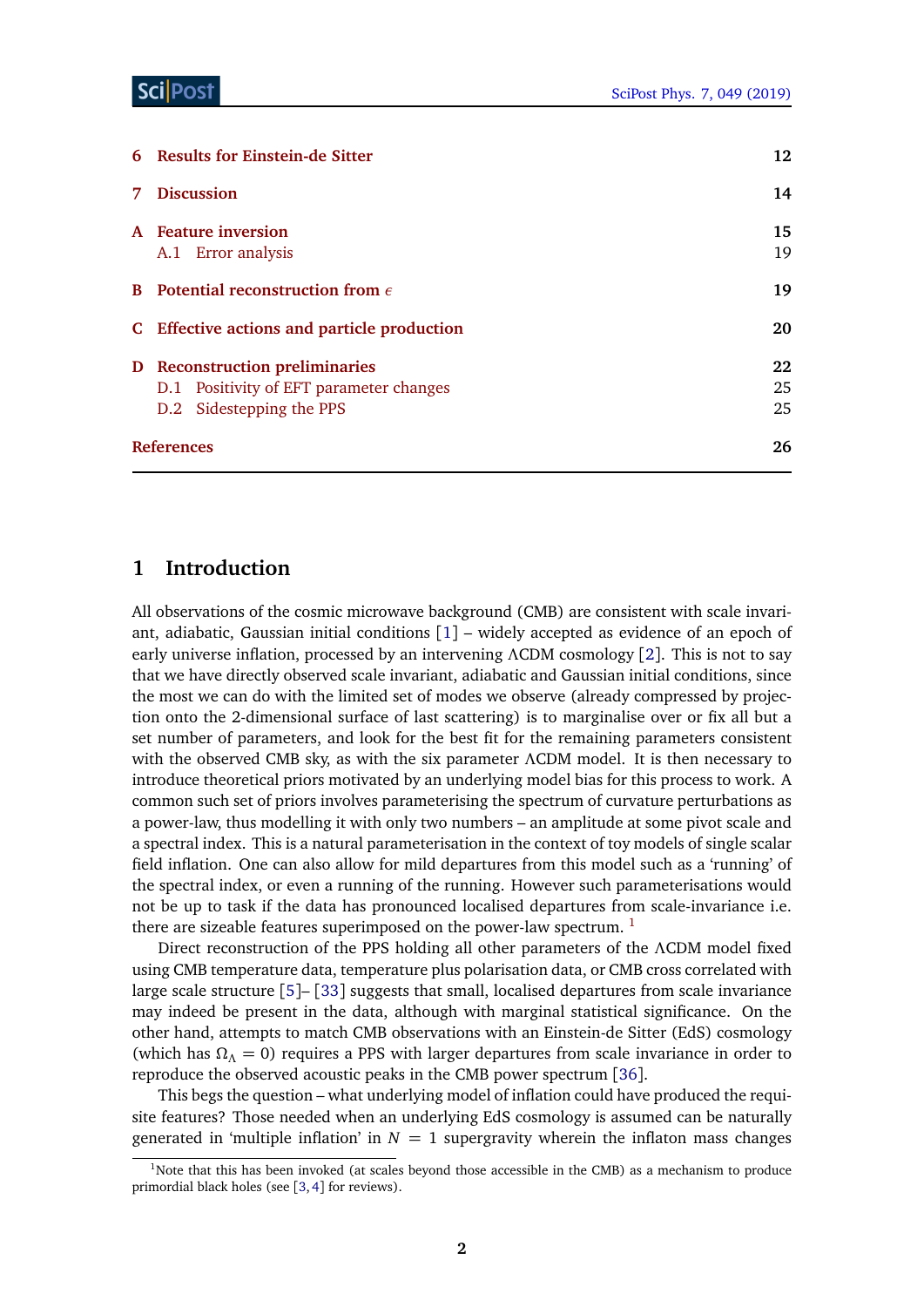| | | |
|---|---|---|
| 6 | Results for Einstein-de Sitter | 12 |
| 7 | Discussion | 14 |
| A | Feature inversion | 15 |
| | A.1 Error analysis | 19 |
| B | Potential reconstruction from $\epsilon$ | 19 |
| C | Effective actions and particle production | 20 |
| D | Reconstruction preliminaries | 22 |
| | D.1 Positivity of EFT parameter changes | 25 |
| | D.2 Sidestepping the PPS | 25 |
| | References | 26 |

## 1 Introduction

All observations of the cosmic microwave background (CMB) are consistent with scale invariant, adiabatic, Gaussian initial conditions [1] – widely accepted as evidence of an epoch of early universe inflation, processed by an intervening ΛCDM cosmology [2]. This is not to say that we have directly observed scale invariant, adiabatic and Gaussian initial conditions, since the most we can do with the limited set of modes we observe (already compressed by projection onto the 2-dimensional surface of last scattering) is to marginalise over or fix all but a set number of parameters, and look for the best fit for the remaining parameters consistent with the observed CMB sky, as with the six parameter ΛCDM model. It is then necessary to introduce theoretical priors motivated by an underlying model bias for this process to work. A common such set of priors involves parameterising the spectrum of curvature perturbations as a power-law, thus modelling it with only two numbers – an amplitude at some pivot scale and a spectral index. This is a natural parameterisation in the context of toy models of single scalar field inflation. One can also allow for mild departures from this model such as a 'running' of the spectral index, or even a running of the running. However such parameterisations would not be up to task if the data has pronounced localised departures from scale-invariance i.e. there are sizeable features superimposed on the power-law spectrum. [1]

Direct reconstruction of the PPS holding all other parameters of the ΛCDM model fixed using CMB temperature data, temperature plus polarisation data, or CMB cross correlated with large scale structure [5]– [33] suggests that small, localised departures from scale invariance may indeed be present in the data, although with marginal statistical significance. On the other hand, attempts to match CMB observations with an Einstein-de Sitter (EdS) cosmology (which has $\Omega_\Lambda = 0$) requires a PPS with larger departures from scale invariance in order to reproduce the observed acoustic peaks in the CMB power spectrum [36].

This begs the question – what underlying model of inflation could have produced the requisite features? Those needed when an underlying EdS cosmology is assumed can be naturally generated in 'multiple inflation' in $N = 1$ supergravity wherein the inflaton mass changes

[1] Note that this has been invoked (at scales beyond those accessible in the CMB) as a mechanism to produce primordial black holes (see [3, 4] for reviews).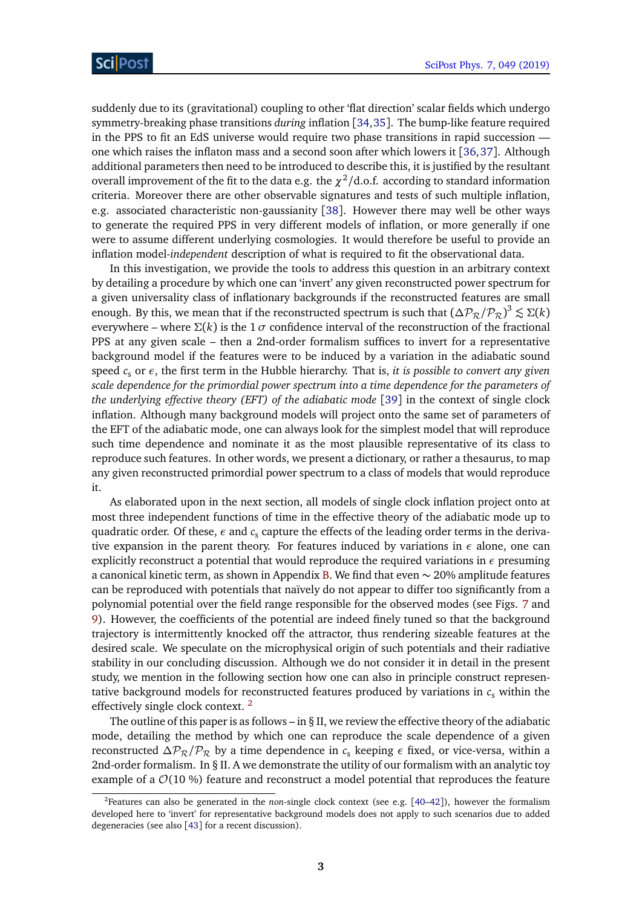suddenly due to its (gravitational) coupling to other 'flat direction' scalar fields which undergo symmetry-breaking phase transitions *during* inflation [34,35]. The bump-like feature required in the PPS to fit an EdS universe would require two phase transitions in rapid succession — one which raises the inflaton mass and a second soon after which lowers it [36,37]. Although additional parameters then need to be introduced to describe this, it is justified by the resultant overall improvement of the fit to the data e.g. the $\chi^2$/d.o.f. according to standard information criteria. Moreover there are other observable signatures and tests of such multiple inflation, e.g. associated characteristic non-gaussianity [38]. However there may well be other ways to generate the required PPS in very different models of inflation, or more generally if one were to assume different underlying cosmologies. It would therefore be useful to provide an inflation model-*independent* description of what is required to fit the observational data.

In this investigation, we provide the tools to address this question in an arbitrary context by detailing a procedure by which one can 'invert' any given reconstructed power spectrum for a given universality class of inflationary backgrounds if the reconstructed features are small enough. By this, we mean that if the reconstructed spectrum is such that $(\Delta\mathcal{P}_{\mathcal{R}}/\mathcal{P}_{\mathcal{R}})^3 \lesssim \Sigma(k)$ everywhere – where $\Sigma(k)$ is the $1\,\sigma$ confidence interval of the reconstruction of the fractional PPS at any given scale – then a 2nd-order formalism suffices to invert for a representative background model if the features were to be induced by a variation in the adiabatic sound speed $c_s$ or $\epsilon$, the first term in the Hubble hierarchy. That is, *it is possible to convert any given scale dependence for the primordial power spectrum into a time dependence for the parameters of the underlying effective theory (EFT) of the adiabatic mode* [39] in the context of single clock inflation. Although many background models will project onto the same set of parameters of the EFT of the adiabatic mode, one can always look for the simplest model that will reproduce such time dependence and nominate it as the most plausible representative of its class to reproduce such features. In other words, we present a dictionary, or rather a thesaurus, to map any given reconstructed primordial power spectrum to a class of models that would reproduce it.

As elaborated upon in the next section, all models of single clock inflation project onto at most three independent functions of time in the effective theory of the adiabatic mode up to quadratic order. Of these, $\epsilon$ and $c_s$ capture the effects of the leading order terms in the derivative expansion in the parent theory. For features induced by variations in $\epsilon$ alone, one can explicitly reconstruct a potential that would reproduce the required variations in $\epsilon$ presuming a canonical kinetic term, as shown in Appendix B. We find that even $\sim 20\%$ amplitude features can be reproduced with potentials that naïvely do not appear to differ too significantly from a polynomial potential over the field range responsible for the observed modes (see Figs. 7 and 9). However, the coefficients of the potential are indeed finely tuned so that the background trajectory is intermittently knocked off the attractor, thus rendering sizeable features at the desired scale. We speculate on the microphysical origin of such potentials and their radiative stability in our concluding discussion. Although we do not consider it in detail in the present study, we mention in the following section how one can also in principle construct representative background models for reconstructed features produced by variations in $c_s$ within the effectively single clock context. [2]

The outline of this paper is as follows – in § II, we review the effective theory of the adiabatic mode, detailing the method by which one can reproduce the scale dependence of a given reconstructed $\Delta\mathcal{P}_{\mathcal{R}}/\mathcal{P}_{\mathcal{R}}$ by a time dependence in $c_s$ keeping $\epsilon$ fixed, or vice-versa, within a 2nd-order formalism. In § II. A we demonstrate the utility of our formalism with an analytic toy example of a $\mathcal{O}(10\ \%)$ feature and reconstruct a model potential that reproduces the feature

[2] Features can also be generated in the *non*-single clock context (see e.g. [40–42]), however the formalism developed here to 'invert' for representative background models does not apply to such scenarios due to added degeneracies (see also [43] for a recent discussion).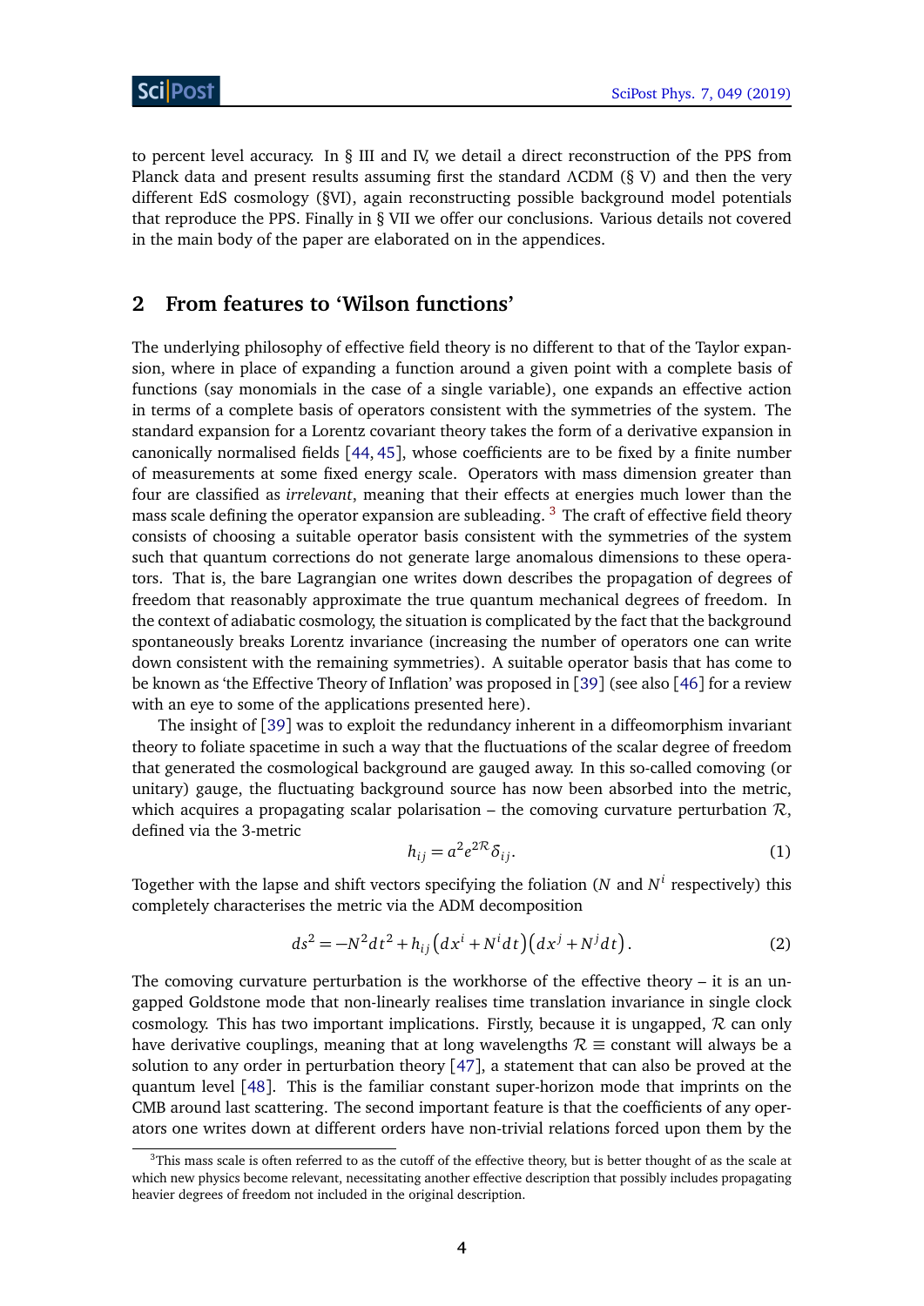to percent level accuracy. In § III and IV, we detail a direct reconstruction of the PPS from Planck data and present results assuming first the standard ΛCDM (§ V) and then the very different EdS cosmology (§VI), again reconstructing possible background model potentials that reproduce the PPS. Finally in § VII we offer our conclusions. Various details not covered in the main body of the paper are elaborated on in the appendices.

## 2 From features to 'Wilson functions'

The underlying philosophy of effective field theory is no different to that of the Taylor expansion, where in place of expanding a function around a given point with a complete basis of functions (say monomials in the case of a single variable), one expands an effective action in terms of a complete basis of operators consistent with the symmetries of the system. The standard expansion for a Lorentz covariant theory takes the form of a derivative expansion in canonically normalised fields [44, 45], whose coefficients are to be fixed by a finite number of measurements at some fixed energy scale. Operators with mass dimension greater than four are classified as *irrelevant*, meaning that their effects at energies much lower than the mass scale defining the operator expansion are subleading. [3] The craft of effective field theory consists of choosing a suitable operator basis consistent with the symmetries of the system such that quantum corrections do not generate large anomalous dimensions to these operators. That is, the bare Lagrangian one writes down describes the propagation of degrees of freedom that reasonably approximate the true quantum mechanical degrees of freedom. In the context of adiabatic cosmology, the situation is complicated by the fact that the background spontaneously breaks Lorentz invariance (increasing the number of operators one can write down consistent with the remaining symmetries). A suitable operator basis that has come to be known as 'the Effective Theory of Inflation' was proposed in [39] (see also [46] for a review with an eye to some of the applications presented here).

The insight of [39] was to exploit the redundancy inherent in a diffeomorphism invariant theory to foliate spacetime in such a way that the fluctuations of the scalar degree of freedom that generated the cosmological background are gauged away. In this so-called comoving (or unitary) gauge, the fluctuating background source has now been absorbed into the metric, which acquires a propagating scalar polarisation – the comoving curvature perturbation $\mathcal{R}$, defined via the 3-metric

$$h_{ij} = a^2 e^{2\mathcal{R}} \delta_{ij}. \tag{1}$$

Together with the lapse and shift vectors specifying the foliation ($N$ and $N^i$ respectively) this completely characterises the metric via the ADM decomposition

$$ds^2 = -N^2 dt^2 + h_{ij}\left(dx^i + N^i dt\right)\left(dx^j + N^j dt\right). \tag{2}$$

The comoving curvature perturbation is the workhorse of the effective theory – it is an ungapped Goldstone mode that non-linearly realises time translation invariance in single clock cosmology. This has two important implications. Firstly, because it is ungapped, $\mathcal{R}$ can only have derivative couplings, meaning that at long wavelengths $\mathcal{R} \equiv$ constant will always be a solution to any order in perturbation theory [47], a statement that can also be proved at the quantum level [48]. This is the familiar constant super-horizon mode that imprints on the CMB around last scattering. The second important feature is that the coefficients of any operators one writes down at different orders have non-trivial relations forced upon them by the

[3] This mass scale is often referred to as the cutoff of the effective theory, but is better thought of as the scale at which new physics become relevant, necessitating another effective description that possibly includes propagating heavier degrees of freedom not included in the original description.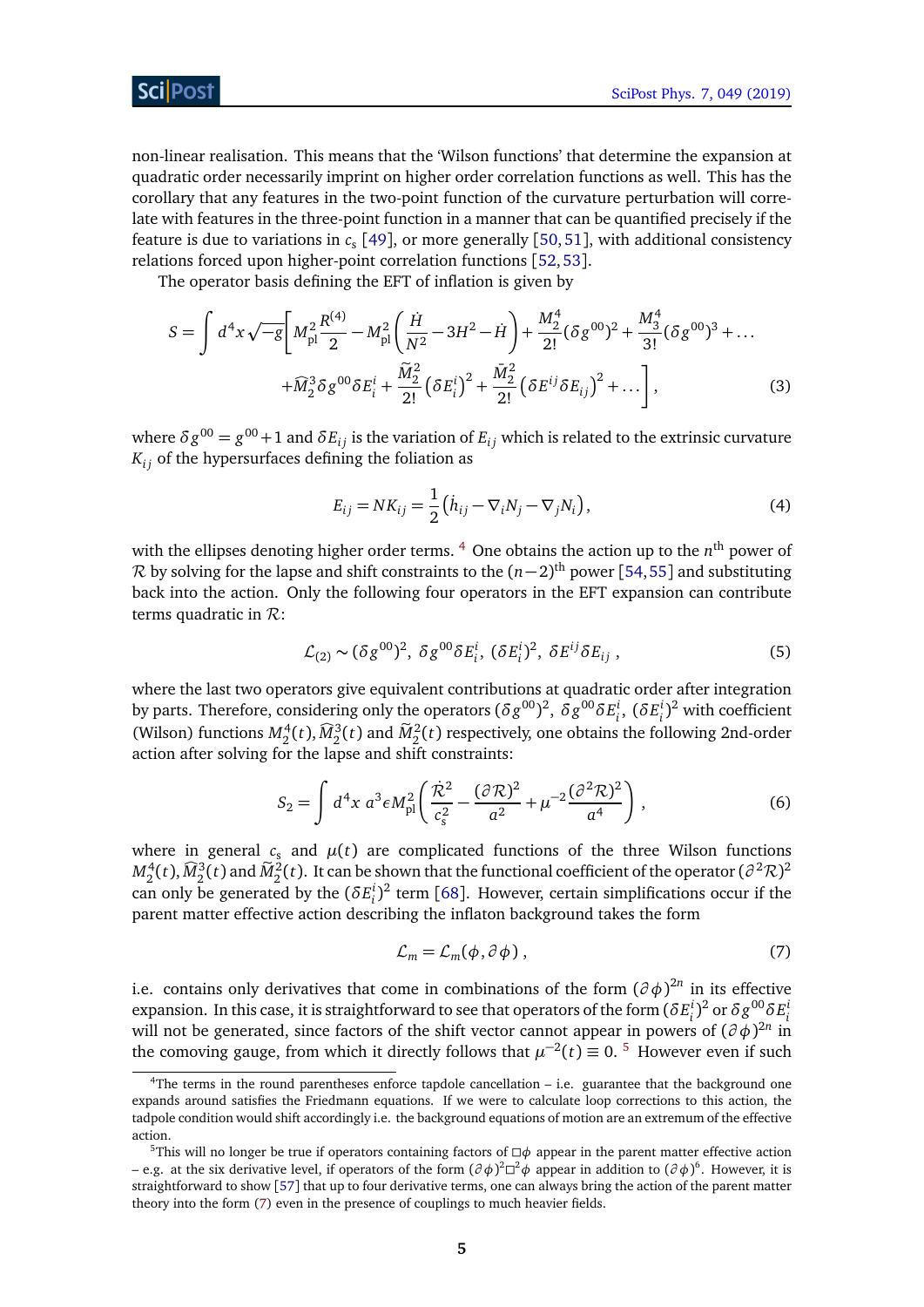non-linear realisation. This means that the 'Wilson functions' that determine the expansion at quadratic order necessarily imprint on higher order correlation functions as well. This has the corollary that any features in the two-point function of the curvature perturbation will correlate with features in the three-point function in a manner that can be quantified precisely if the feature is due to variations in $c_s$ [49], or more generally [50, 51], with additional consistency relations forced upon higher-point correlation functions [52, 53].

The operator basis defining the EFT of inflation is given by

$$
\begin{aligned}
S = \int d^4x \sqrt{-g}\bigg[ & M_{\rm pl}^2 \frac{R^{(4)}}{2} - M_{\rm pl}^2\left(\frac{\dot{H}}{N^2} - 3H^2 - \dot{H}\right) + \frac{M_2^4}{2!}(\delta g^{00})^2 + \frac{M_3^4}{3!}(\delta g^{00})^3 + \ldots \\
& + \widehat{M}_2^3 \delta g^{00} \delta E^i_i + \frac{\widetilde{M}_2^2}{2!}\left(\delta E^i_i\right)^2 + \frac{\bar{M}_2^2}{2!}\left(\delta E^{ij}\delta E_{ij}\right)^2 + \ldots \bigg], \qquad (3)
\end{aligned}
$$

where $\delta g^{00} = g^{00} + 1$ and $\delta E_{ij}$ is the variation of $E_{ij}$ which is related to the extrinsic curvature $K_{ij}$ of the hypersurfaces defining the foliation as

$$
E_{ij} = N K_{ij} = \frac{1}{2}\left(\dot{h}_{ij} - \nabla_i N_j - \nabla_j N_i\right), \qquad (4)
$$

with the ellipses denoting higher order terms. [4] One obtains the action up to the $n^{\rm th}$ power of $\mathcal{R}$ by solving for the lapse and shift constraints to the $(n-2)^{\rm th}$ power [54, 55] and substituting back into the action. Only the following four operators in the EFT expansion can contribute terms quadratic in $\mathcal{R}$:

$$
\mathcal{L}_{(2)} \sim (\delta g^{00})^2,\ \delta g^{00}\delta E^i_i,\ (\delta E^i_i)^2,\ \delta E^{ij}\delta E_{ij}\ , \qquad (5)
$$

where the last two operators give equivalent contributions at quadratic order after integration by parts. Therefore, considering only the operators $(\delta g^{00})^2$, $\delta g^{00}\delta E^i_i$, $(\delta E^i_i)^2$ with coefficient (Wilson) functions $M_2^4(t), \widehat{M}_2^3(t)$ and $\widetilde{M}_2^2(t)$ respectively, one obtains the following 2nd-order action after solving for the lapse and shift constraints:

$$
S_2 = \int d^4x\ a^3 \epsilon M_{\rm pl}^2 \left(\frac{\dot{\mathcal{R}}^2}{c_s^2} - \frac{(\partial \mathcal{R})^2}{a^2} + \mu^{-2}\frac{(\partial^2 \mathcal{R})^2}{a^4}\right)\ , \qquad (6)
$$

where in general $c_s$ and $\mu(t)$ are complicated functions of the three Wilson functions $M_2^4(t), \widehat{M}_2^3(t)$ and $\widetilde{M}_2^2(t)$. It can be shown that the functional coefficient of the operator $(\partial^2\mathcal{R})^2$ can only be generated by the $(\delta E^i_i)^2$ term [68]. However, certain simplifications occur if the parent matter effective action describing the inflaton background takes the form

$$
\mathcal{L}_m = \mathcal{L}_m(\phi, \partial\phi)\ , \qquad (7)
$$

i.e. contains only derivatives that come in combinations of the form $(\partial\phi)^{2n}$ in its effective expansion. In this case, it is straightforward to see that operators of the form $(\delta E^i_i)^2$ or $\delta g^{00}\delta E^i_i$ will not be generated, since factors of the shift vector cannot appear in powers of $(\partial\phi)^{2n}$ in the comoving gauge, from which it directly follows that $\mu^{-2}(t) \equiv 0$. [5] However even if such

[4] The terms in the round parentheses enforce tadpole cancellation – i.e. guarantee that the background one expands around satisfies the Friedmann equations. If we were to calculate loop corrections to this action, the tadpole condition would shift accordingly i.e. the background equations of motion are an extremum of the effective action.

[5] This will no longer be true if operators containing factors of $\Box\phi$ appear in the parent matter effective action – e.g. at the six derivative level, if operators of the form $(\partial\phi)^2\Box^2\phi$ appear in addition to $(\partial\phi)^6$. However, it is straightforward to show [57] that up to four derivative terms, one can always bring the action of the parent matter theory into the form (7) even in the presence of couplings to much heavier fields.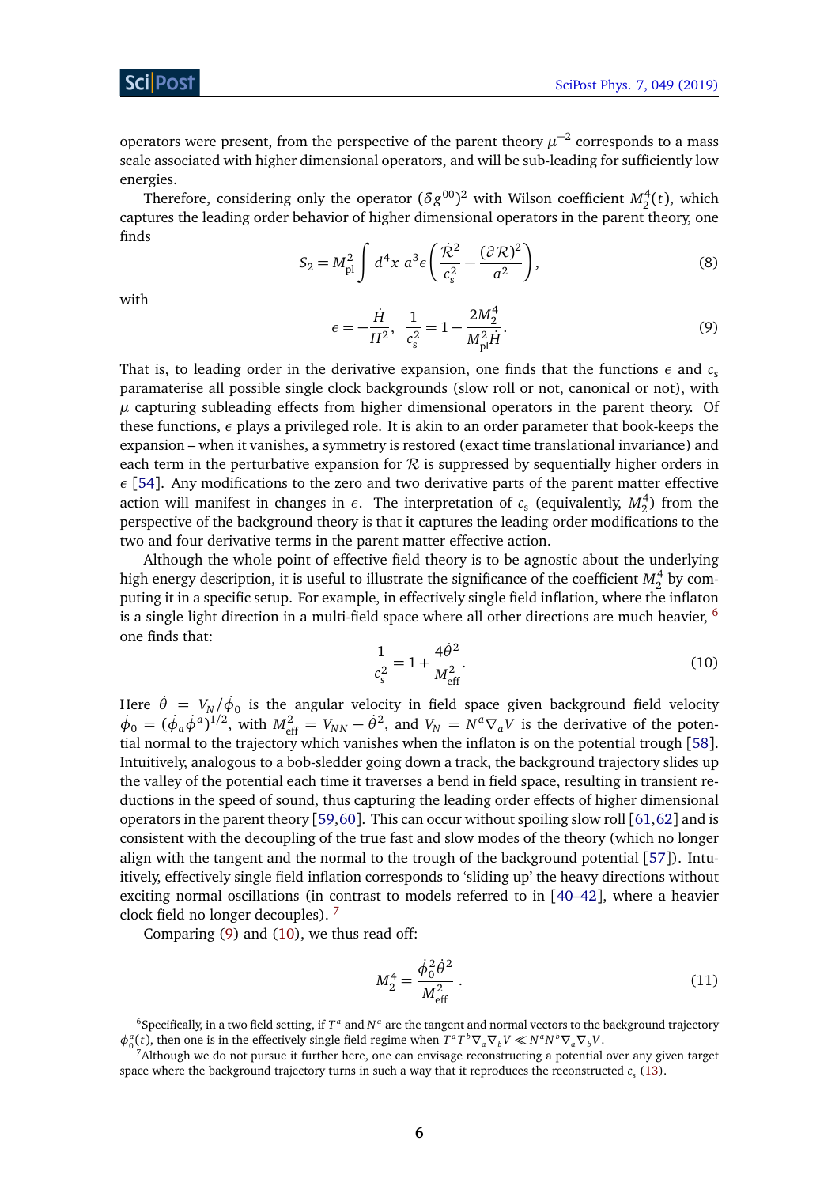operators were present, from the perspective of the parent theory $\mu^{-2}$ corresponds to a mass scale associated with higher dimensional operators, and will be sub-leading for sufficiently low energies.

Therefore, considering only the operator $(\delta g^{00})^2$ with Wilson coefficient $M_2^4(t)$, which captures the leading order behavior of higher dimensional operators in the parent theory, one finds

$$S_2 = M_{\rm pl}^2 \int d^4x\; a^3 \epsilon \left( \frac{\dot{\mathcal{R}}^2}{c_s^2} - \frac{(\partial \mathcal{R})^2}{a^2} \right), \tag{8}$$

with

$$\epsilon = -\frac{\dot{H}}{H^2}, \;\; \frac{1}{c_s^2} = 1 - \frac{2M_2^4}{M_{\rm pl}^2 \dot{H}}. \tag{9}$$

That is, to leading order in the derivative expansion, one finds that the functions $\epsilon$ and $c_s$ paramaterise all possible single clock backgrounds (slow roll or not, canonical or not), with $\mu$ capturing subleading effects from higher dimensional operators in the parent theory. Of these functions, $\epsilon$ plays a privileged role. It is akin to an order parameter that book-keeps the expansion – when it vanishes, a symmetry is restored (exact time translational invariance) and each term in the perturbative expansion for $\mathcal{R}$ is suppressed by sequentially higher orders in $\epsilon$ [54]. Any modifications to the zero and two derivative parts of the parent matter effective action will manifest in changes in $\epsilon$. The interpretation of $c_s$ (equivalently, $M_2^4$) from the perspective of the background theory is that it captures the leading order modifications to the two and four derivative terms in the parent matter effective action.

Although the whole point of effective field theory is to be agnostic about the underlying high energy description, it is useful to illustrate the significance of the coefficient $M_2^4$ by computing it in a specific setup. For example, in effectively single field inflation, where the inflaton is a single light direction in a multi-field space where all other directions are much heavier, [6] one finds that:

$$\frac{1}{c_s^2} = 1 + \frac{4\dot{\theta}^2}{M_{\rm eff}^2}. \tag{10}$$

Here $\dot{\theta} = V_N/\dot{\phi}_0$ is the angular velocity in field space given background field velocity $\dot{\phi}_0 = (\dot{\phi}_a \dot{\phi}^a)^{1/2}$, with $M_{\rm eff}^2 = V_{NN} - \dot{\theta}^2$, and $V_N = N^a \nabla_a V$ is the derivative of the potential normal to the trajectory which vanishes when the inflaton is on the potential trough [58]. Intuitively, analogous to a bob-sledder going down a track, the background trajectory slides up the valley of the potential each time it traverses a bend in field space, resulting in transient reductions in the speed of sound, thus capturing the leading order effects of higher dimensional operators in the parent theory [59, 60]. This can occur without spoiling slow roll [61, 62] and is consistent with the decoupling of the true fast and slow modes of the theory (which no longer align with the tangent and the normal to the trough of the background potential [57]). Intuitively, effectively single field inflation corresponds to 'sliding up' the heavy directions without exciting normal oscillations (in contrast to models referred to in [40–42], where a heavier clock field no longer decouples). [7]

Comparing (9) and (10), we thus read off:

$$M_2^4 = \frac{\dot{\phi}_0^2 \dot{\theta}^2}{M_{\rm eff}^2}\,. \tag{11}$$

---

[6] Specifically, in a two field setting, if $T^a$ and $N^a$ are the tangent and normal vectors to the background trajectory $\phi_0^a(t)$, then one is in the effectively single field regime when $T^a T^b \nabla_a \nabla_b V \ll N^a N^b \nabla_a \nabla_b V$.

[7] Although we do not pursue it further here, one can envisage reconstructing a potential over any given target space where the background trajectory turns in such a way that it reproduces the reconstructed $c_s$ (13).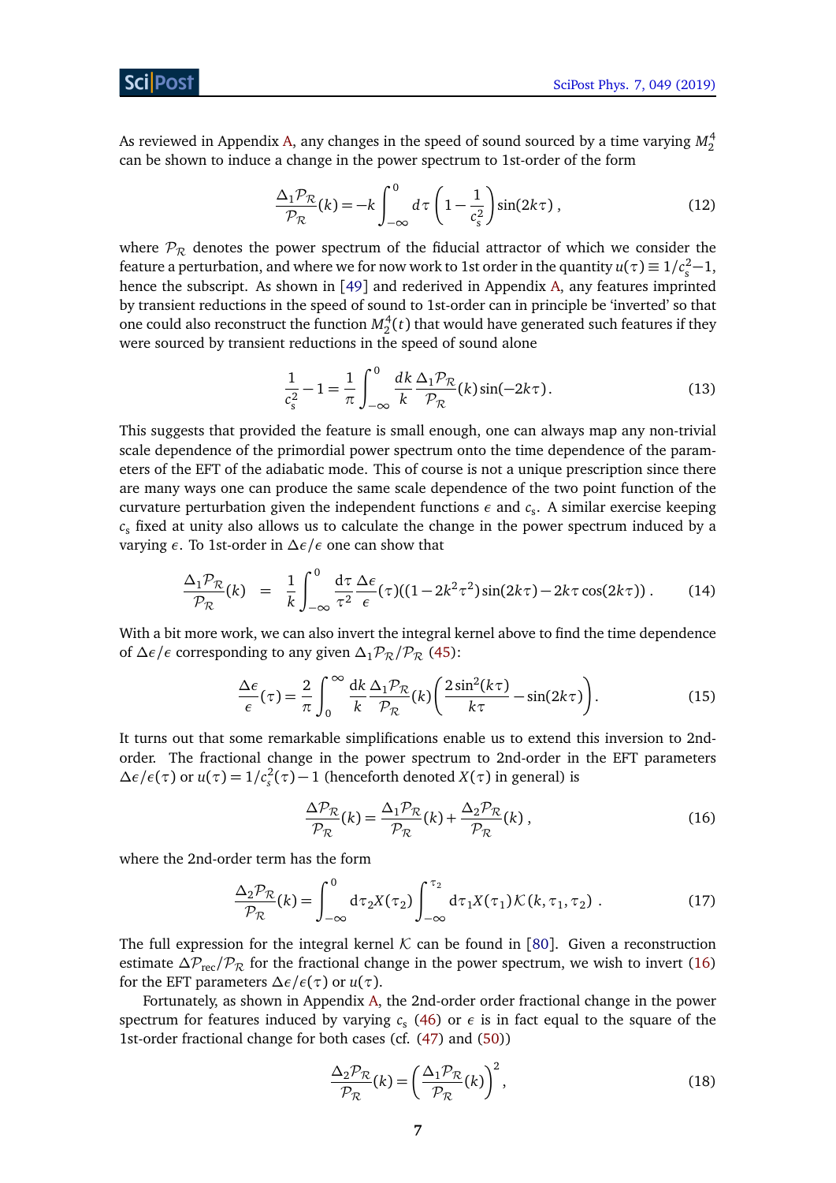As reviewed in Appendix A, any changes in the speed of sound sourced by a time varying $M_2^4$ can be shown to induce a change in the power spectrum to 1st-order of the form

$$\frac{\Delta_1 \mathcal{P}_\mathcal{R}}{\mathcal{P}_\mathcal{R}}(k) = -k \int_{-\infty}^{0} d\tau \left(1 - \frac{1}{c_s^2}\right) \sin(2k\tau)\,, \tag{12}$$

where $\mathcal{P}_\mathcal{R}$ denotes the power spectrum of the fiducial attractor of which we consider the feature a perturbation, and where we for now work to 1st order in the quantity $u(\tau) \equiv 1/c_s^2 - 1$, hence the subscript. As shown in [49] and rederived in Appendix A, any features imprinted by transient reductions in the speed of sound to 1st-order can in principle be 'inverted' so that one could also reconstruct the function $M_2^4(t)$ that would have generated such features if they were sourced by transient reductions in the speed of sound alone

$$\frac{1}{c_s^2} - 1 = \frac{1}{\pi} \int_{-\infty}^{0} \frac{dk}{k} \frac{\Delta_1 \mathcal{P}_\mathcal{R}}{\mathcal{P}_\mathcal{R}}(k) \sin(-2k\tau)\,. \tag{13}$$

This suggests that provided the feature is small enough, one can always map any non-trivial scale dependence of the primordial power spectrum onto the time dependence of the parameters of the EFT of the adiabatic mode. This of course is not a unique prescription since there are many ways one can produce the same scale dependence of the two point function of the curvature perturbation given the independent functions $\epsilon$ and $c_s$. A similar exercise keeping $c_s$ fixed at unity also allows us to calculate the change in the power spectrum induced by a varying $\epsilon$. To 1st-order in $\Delta\epsilon/\epsilon$ one can show that

$$\frac{\Delta_1 \mathcal{P}_\mathcal{R}}{\mathcal{P}_\mathcal{R}}(k) \;=\; \frac{1}{k} \int_{-\infty}^{0} \frac{d\tau}{\tau^2} \frac{\Delta\epsilon}{\epsilon}(\tau)((1 - 2k^2\tau^2)\sin(2k\tau) - 2k\tau\cos(2k\tau))\,. \tag{14}$$

With a bit more work, we can also invert the integral kernel above to find the time dependence of $\Delta\epsilon/\epsilon$ corresponding to any given $\Delta_1 \mathcal{P}_\mathcal{R}/\mathcal{P}_\mathcal{R}$ (45):

$$\frac{\Delta\epsilon}{\epsilon}(\tau) = \frac{2}{\pi} \int_{0}^{\infty} \frac{dk}{k} \frac{\Delta_1 \mathcal{P}_\mathcal{R}}{\mathcal{P}_\mathcal{R}}(k) \left(\frac{2\sin^2(k\tau)}{k\tau} - \sin(2k\tau)\right). \tag{15}$$

It turns out that some remarkable simplifications enable us to extend this inversion to 2nd-order. The fractional change in the power spectrum to 2nd-order in the EFT parameters $\Delta\epsilon/\epsilon(\tau)$ or $u(\tau) = 1/c_s^2(\tau) - 1$ (henceforth denoted $X(\tau)$ in general) is

$$\frac{\Delta \mathcal{P}_\mathcal{R}}{\mathcal{P}_\mathcal{R}}(k) = \frac{\Delta_1 \mathcal{P}_\mathcal{R}}{\mathcal{P}_\mathcal{R}}(k) + \frac{\Delta_2 \mathcal{P}_\mathcal{R}}{\mathcal{P}_\mathcal{R}}(k)\,, \tag{16}$$

where the 2nd-order term has the form

$$\frac{\Delta_2 \mathcal{P}_\mathcal{R}}{\mathcal{P}_\mathcal{R}}(k) = \int_{-\infty}^{0} d\tau_2 X(\tau_2) \int_{-\infty}^{\tau_2} d\tau_1 X(\tau_1) \mathcal{K}(k, \tau_1, \tau_2)\,. \tag{17}$$

The full expression for the integral kernel $\mathcal{K}$ can be found in [80]. Given a reconstruction estimate $\Delta\mathcal{P}_{\rm rec}/\mathcal{P}_\mathcal{R}$ for the fractional change in the power spectrum, we wish to invert (16) for the EFT parameters $\Delta\epsilon/\epsilon(\tau)$ or $u(\tau)$.

Fortunately, as shown in Appendix A, the 2nd-order order fractional change in the power spectrum for features induced by varying $c_s$ (46) or $\epsilon$ is in fact equal to the square of the 1st-order fractional change for both cases (cf. (47) and (50))

$$\frac{\Delta_2 \mathcal{P}_\mathcal{R}}{\mathcal{P}_\mathcal{R}}(k) = \left(\frac{\Delta_1 \mathcal{P}_\mathcal{R}}{\mathcal{P}_\mathcal{R}}(k)\right)^2, \tag{18}$$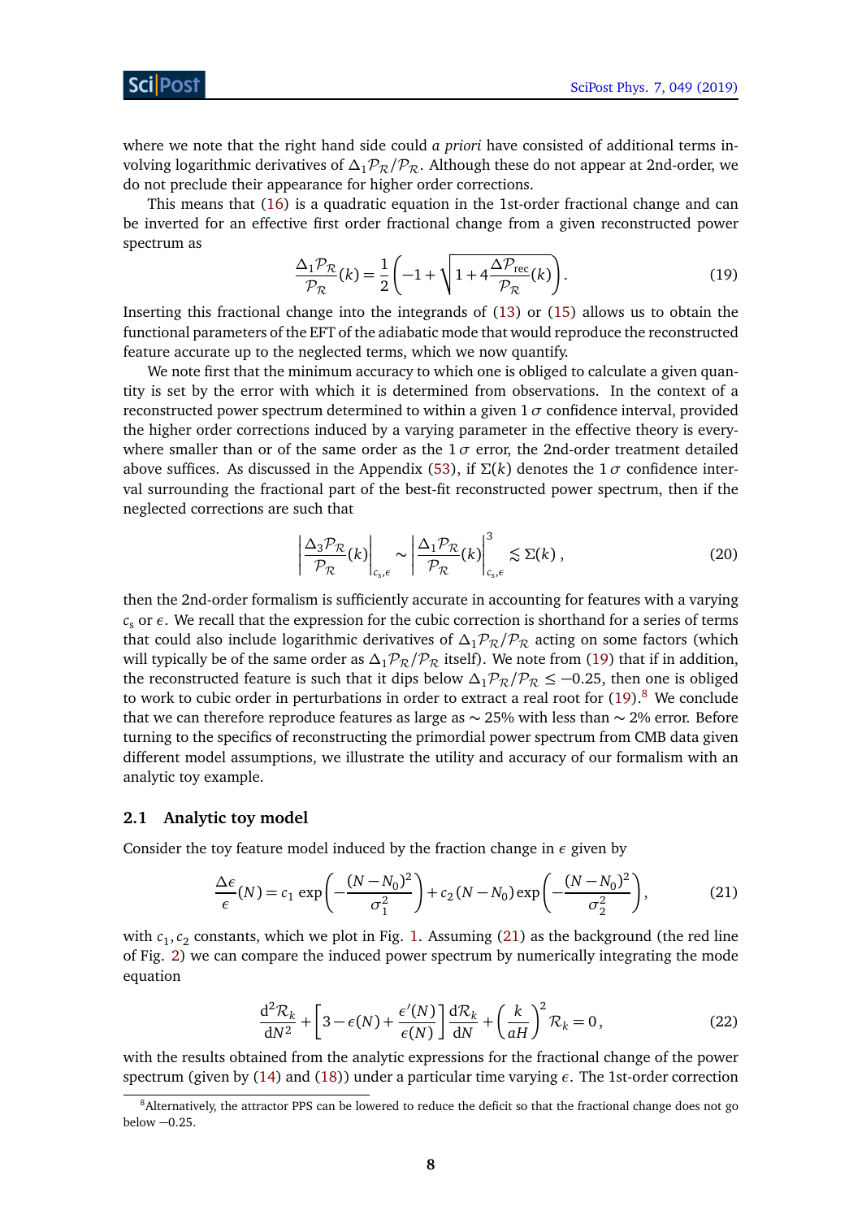where we note that the right hand side could *a priori* have consisted of additional terms involving logarithmic derivatives of $\Delta_1\mathcal{P}_\mathcal{R}/\mathcal{P}_\mathcal{R}$. Although these do not appear at 2nd-order, we do not preclude their appearance for higher order corrections.

This means that (16) is a quadratic equation in the 1st-order fractional change and can be inverted for an effective first order fractional change from a given reconstructed power spectrum as

$$\frac{\Delta_1\mathcal{P}_\mathcal{R}}{\mathcal{P}_\mathcal{R}}(k) = \frac{1}{2}\left(-1+\sqrt{1+4\frac{\Delta\mathcal{P}_{\rm rec}}{\mathcal{P}_\mathcal{R}}(k)}\right). \tag{19}$$

Inserting this fractional change into the integrands of (13) or (15) allows us to obtain the functional parameters of the EFT of the adiabatic mode that would reproduce the reconstructed feature accurate up to the neglected terms, which we now quantify.

We note first that the minimum accuracy to which one is obliged to calculate a given quantity is set by the error with which it is determined from observations. In the context of a reconstructed power spectrum determined to within a given $1\,\sigma$ confidence interval, provided the higher order corrections induced by a varying parameter in the effective theory is everywhere smaller than or of the same order as the $1\,\sigma$ error, the 2nd-order treatment detailed above suffices. As discussed in the Appendix (53), if $\Sigma(k)$ denotes the $1\,\sigma$ confidence interval surrounding the fractional part of the best-fit reconstructed power spectrum, then if the neglected corrections are such that

$$\left|\frac{\Delta_3\mathcal{P}_\mathcal{R}}{\mathcal{P}_\mathcal{R}}(k)\right|_{c_s,\epsilon} \sim \left|\frac{\Delta_1\mathcal{P}_\mathcal{R}}{\mathcal{P}_\mathcal{R}}(k)\right|^3_{c_s,\epsilon} \lesssim \Sigma(k)\,, \tag{20}$$

then the 2nd-order formalism is sufficiently accurate in accounting for features with a varying $c_s$ or $\epsilon$. We recall that the expression for the cubic correction is shorthand for a series of terms that could also include logarithmic derivatives of $\Delta_1\mathcal{P}_\mathcal{R}/\mathcal{P}_\mathcal{R}$ acting on some factors (which will typically be of the same order as $\Delta_1\mathcal{P}_\mathcal{R}/\mathcal{P}_\mathcal{R}$ itself). We note from (19) that if in addition, the reconstructed feature is such that it dips below $\Delta_1\mathcal{P}_\mathcal{R}/\mathcal{P}_\mathcal{R} \leq -0.25$, then one is obliged to work to cubic order in perturbations in order to extract a real root for (19).[8] We conclude that we can therefore reproduce features as large as $\sim 25\%$ with less than $\sim 2\%$ error. Before turning to the specifics of reconstructing the primordial power spectrum from CMB data given different model assumptions, we illustrate the utility and accuracy of our formalism with an analytic toy example.

## 2.1 Analytic toy model

Consider the toy feature model induced by the fraction change in $\epsilon$ given by

$$\frac{\Delta\epsilon}{\epsilon}(N) = c_1\,\exp\left(-\frac{(N-N_0)^2}{\sigma_1^2}\right) + c_2\,(N-N_0)\exp\left(-\frac{(N-N_0)^2}{\sigma_2^2}\right), \tag{21}$$

with $c_1, c_2$ constants, which we plot in Fig. 1. Assuming (21) as the background (the red line of Fig. 2) we can compare the induced power spectrum by numerically integrating the mode equation

$$\frac{\mathrm{d}^2\mathcal{R}_k}{\mathrm{d}N^2} + \left[3-\epsilon(N)+\frac{\epsilon'(N)}{\epsilon(N)}\right]\frac{\mathrm{d}\mathcal{R}_k}{\mathrm{d}N} + \left(\frac{k}{aH}\right)^2\mathcal{R}_k = 0\,, \tag{22}$$

with the results obtained from the analytic expressions for the fractional change of the power spectrum (given by (14) and (18)) under a particular time varying $\epsilon$. The 1st-order correction

[8] Alternatively, the attractor PPS can be lowered to reduce the deficit so that the fractional change does not go below $-0.25$.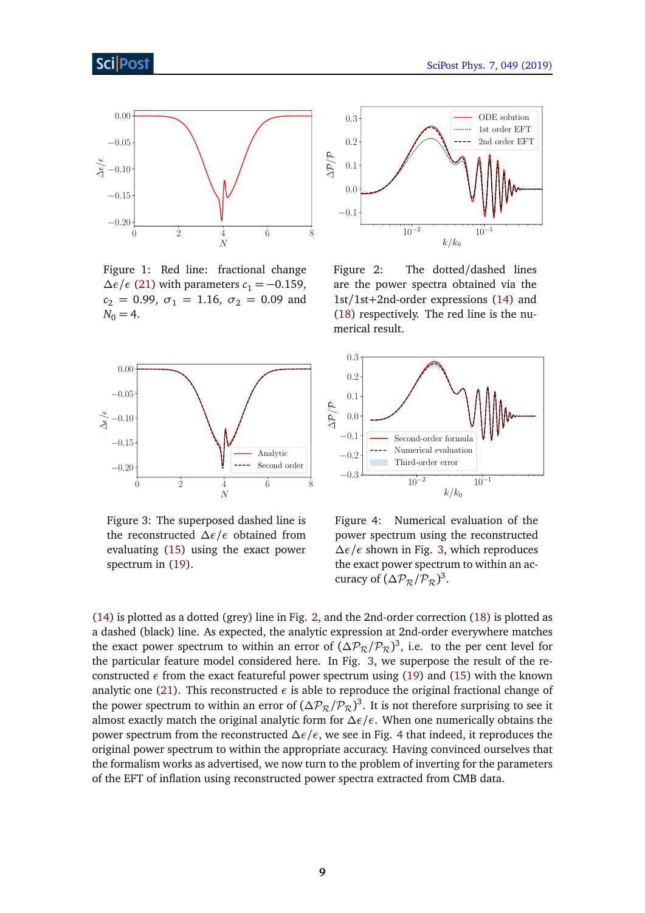Figure 1: Red line: fractional change $\Delta\epsilon/\epsilon$ (21) with parameters $c_1 = -0.159$, $c_2 = 0.99$, $\sigma_1 = 1.16$, $\sigma_2 = 0.09$ and $N_0 = 4$.

Figure 2: The dotted/dashed lines are the power spectra obtained via the 1st/1st+2nd-order expressions (14) and (18) respectively. The red line is the numerical result.

Figure 3: The superposed dashed line is the reconstructed $\Delta\epsilon/\epsilon$ obtained from evaluating (15) using the exact power spectrum in (19).

Figure 4: Numerical evaluation of the power spectrum using the reconstructed $\Delta\epsilon/\epsilon$ shown in Fig. 3, which reproduces the exact power spectrum to within an accuracy of $(\Delta\mathcal{P}_\mathcal{R}/\mathcal{P}_\mathcal{R})^3$.

(14) is plotted as a dotted (grey) line in Fig. 2, and the 2nd-order correction (18) is plotted as a dashed (black) line. As expected, the analytic expression at 2nd-order everywhere matches the exact power spectrum to within an error of $(\Delta\mathcal{P}_\mathcal{R}/\mathcal{P}_\mathcal{R})^3$, i.e. to the per cent level for the particular feature model considered here. In Fig. 3, we superpose the result of the reconstructed $\epsilon$ from the exact featureful power spectrum using (19) and (15) with the known analytic one (21). This reconstructed $\epsilon$ is able to reproduce the original fractional change of the power spectrum to within an error of $(\Delta\mathcal{P}_\mathcal{R}/\mathcal{P}_\mathcal{R})^3$. It is not therefore surprising to see it almost exactly match the original analytic form for $\Delta\epsilon/\epsilon$. When one numerically obtains the power spectrum from the reconstructed $\Delta\epsilon/\epsilon$, we see in Fig. 4 that indeed, it reproduces the original power spectrum to within the appropriate accuracy. Having convinced ourselves that the formalism works as advertised, we now turn to the problem of inverting for the parameters of the EFT of inflation using reconstructed power spectra extracted from CMB data.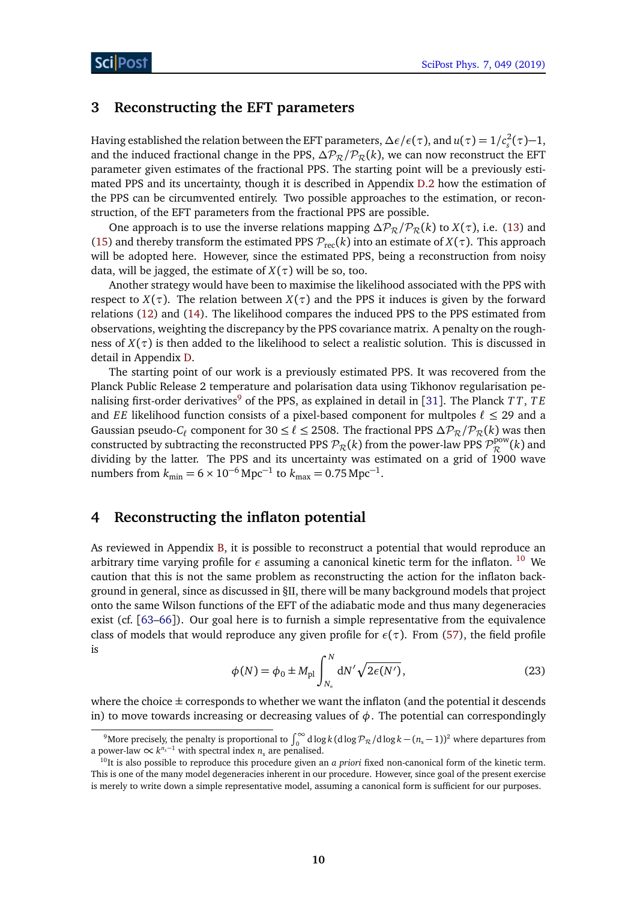## 3 Reconstructing the EFT parameters

Having established the relation between the EFT parameters, $\Delta\epsilon/\epsilon(\tau)$, and $u(\tau) = 1/c_s^2(\tau) - 1$, and the induced fractional change in the PPS, $\Delta\mathcal{P}_\mathcal{R}/\mathcal{P}_\mathcal{R}(k)$, we can now reconstruct the EFT parameter given estimates of the fractional PPS. The starting point will be a previously estimated PPS and its uncertainty, though it is described in Appendix D.2 how the estimation of the PPS can be circumvented entirely. Two possible approaches to the estimation, or reconstruction, of the EFT parameters from the fractional PPS are possible.

One approach is to use the inverse relations mapping $\Delta\mathcal{P}_\mathcal{R}/\mathcal{P}_\mathcal{R}(k)$ to $X(\tau)$, i.e. (13) and (15) and thereby transform the estimated PPS $\mathcal{P}_{\rm rec}(k)$ into an estimate of $X(\tau)$. This approach will be adopted here. However, since the estimated PPS, being a reconstruction from noisy data, will be jagged, the estimate of $X(\tau)$ will be so, too.

Another strategy would have been to maximise the likelihood associated with the PPS with respect to $X(\tau)$. The relation between $X(\tau)$ and the PPS it induces is given by the forward relations (12) and (14). The likelihood compares the induced PPS to the PPS estimated from observations, weighting the discrepancy by the PPS covariance matrix. A penalty on the roughness of $X(\tau)$ is then added to the likelihood to select a realistic solution. This is discussed in detail in Appendix D.

The starting point of our work is a previously estimated PPS. It was recovered from the Planck Public Release 2 temperature and polarisation data using Tikhonov regularisation penalising first-order derivatives[9] of the PPS, as explained in detail in [31]. The Planck $TT$, $TE$ and $EE$ likelihood function consists of a pixel-based component for multpoles $\ell \leq 29$ and a Gaussian pseudo-$C_\ell$ component for $30 \leq \ell \leq 2508$. The fractional PPS $\Delta\mathcal{P}_\mathcal{R}/\mathcal{P}_\mathcal{R}(k)$ was then constructed by subtracting the reconstructed PPS $\mathcal{P}_\mathcal{R}(k)$ from the power-law PPS $\mathcal{P}_\mathcal{R}^{\rm pow}(k)$ and dividing by the latter. The PPS and its uncertainty was estimated on a grid of 1900 wave numbers from $k_{\rm min} = 6 \times 10^{-6}\,{\rm Mpc}^{-1}$ to $k_{\rm max} = 0.75\,{\rm Mpc}^{-1}$.

## 4 Reconstructing the inflaton potential

As reviewed in Appendix B, it is possible to reconstruct a potential that would reproduce an arbitrary time varying profile for $\epsilon$ assuming a canonical kinetic term for the inflaton. [10] We caution that this is not the same problem as reconstructing the action for the inflaton background in general, since as discussed in §II, there will be many background models that project onto the same Wilson functions of the EFT of the adiabatic mode and thus many degeneracies exist (cf. [63–66]). Our goal here is to furnish a simple representative from the equivalence class of models that would reproduce any given profile for $\epsilon(\tau)$. From (57), the field profile is

$$\phi(N) = \phi_0 \pm M_{\rm pl} \int_{N_*}^{N} {\rm d}N' \sqrt{2\epsilon(N')}, \tag{23}$$

where the choice $\pm$ corresponds to whether we want the inflaton (and the potential it descends in) to move towards increasing or decreasing values of $\phi$. The potential can correspondingly

[9] More precisely, the penalty is proportional to $\int_0^\infty {\rm d}\log k\,({\rm d}\log\mathcal{P}_\mathcal{R}/{\rm d}\log k - (n_s - 1))^2$ where departures from a power-law $\propto k^{n_s - 1}$ with spectral index $n_s$ are penalised.

[10] It is also possible to reproduce this procedure given an *a priori* fixed non-canonical form of the kinetic term. This is one of the many model degeneracies inherent in our procedure. However, since goal of the present exercise is merely to write down a simple representative model, assuming a canonical form is sufficient for our purposes.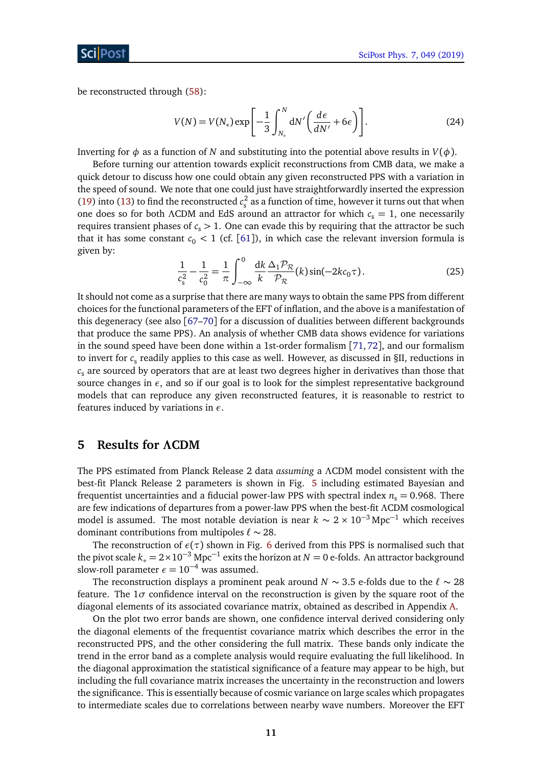be reconstructed through (58):

$$V(N) = V(N_*) \exp\left[-\frac{1}{3}\int_{N_*}^{N} \mathrm{d}N' \left(\frac{d\epsilon}{dN'} + 6\epsilon\right)\right]. \tag{24}$$

Inverting for $\phi$ as a function of $N$ and substituting into the potential above results in $V(\phi)$.

Before turning our attention towards explicit reconstructions from CMB data, we make a quick detour to discuss how one could obtain any given reconstructed PPS with a variation in the speed of sound. We note that one could just have straightforwardly inserted the expression (19) into (13) to find the reconstructed $c_s^2$ as a function of time, however it turns out that when one does so for both ΛCDM and EdS around an attractor for which $c_s = 1$, one necessarily requires transient phases of $c_s > 1$. One can evade this by requiring that the attractor be such that it has some constant $c_0 < 1$ (cf. [61]), in which case the relevant inversion formula is given by:

$$\frac{1}{c_s^2} - \frac{1}{c_0^2} = \frac{1}{\pi}\int_{-\infty}^{0} \frac{\mathrm{d}k}{k}\frac{\Delta_1\mathcal{P}_\mathcal{R}}{\mathcal{P}_\mathcal{R}}(k)\sin(-2kc_0\tau)\,. \tag{25}$$

It should not come as a surprise that there are many ways to obtain the same PPS from different choices for the functional parameters of the EFT of inflation, and the above is a manifestation of this degeneracy (see also [67–70] for a discussion of dualities between different backgrounds that produce the same PPS). An analysis of whether CMB data shows evidence for variations in the sound speed has been done within a 1st-order formalism [71, 72], and our formalism to invert for $c_s$ readily applies to this case as well. However, as discussed in §II, reductions in $c_s$ are sourced by operators that are at least two degrees higher in derivatives than those that source changes in $\epsilon$, and so if our goal is to look for the simplest representative background models that can reproduce any given reconstructed features, it is reasonable to restrict to features induced by variations in $\epsilon$.

## 5 Results for ΛCDM

The PPS estimated from Planck Release 2 data *assuming* a ΛCDM model consistent with the best-fit Planck Release 2 parameters is shown in Fig. 5 including estimated Bayesian and frequentist uncertainties and a fiducial power-law PPS with spectral index $n_s = 0.968$. There are few indications of departures from a power-law PPS when the best-fit ΛCDM cosmological model is assumed. The most notable deviation is near $k \sim 2 \times 10^{-3}\,\mathrm{Mpc}^{-1}$ which receives dominant contributions from multipoles $\ell \sim 28$.

The reconstruction of $\epsilon(\tau)$ shown in Fig. 6 derived from this PPS is normalised such that the pivot scale $k_* = 2\times10^{-3}\,\mathrm{Mpc}^{-1}$ exits the horizon at $N = 0$ e-folds. An attractor background slow-roll parameter $\epsilon = 10^{-4}$ was assumed.

The reconstruction displays a prominent peak around $N \sim 3.5$ e-folds due to the $\ell \sim 28$ feature. The $1\sigma$ confidence interval on the reconstruction is given by the square root of the diagonal elements of its associated covariance matrix, obtained as described in Appendix A.

On the plot two error bands are shown, one confidence interval derived considering only the diagonal elements of the frequentist covariance matrix which describes the error in the reconstructed PPS, and the other considering the full matrix. These bands only indicate the trend in the error band as a complete analysis would require evaluating the full likelihood. In the diagonal approximation the statistical significance of a feature may appear to be high, but including the full covariance matrix increases the uncertainty in the reconstruction and lowers the significance. This is essentially because of cosmic variance on large scales which propagates to intermediate scales due to correlations between nearby wave numbers. Moreover the EFT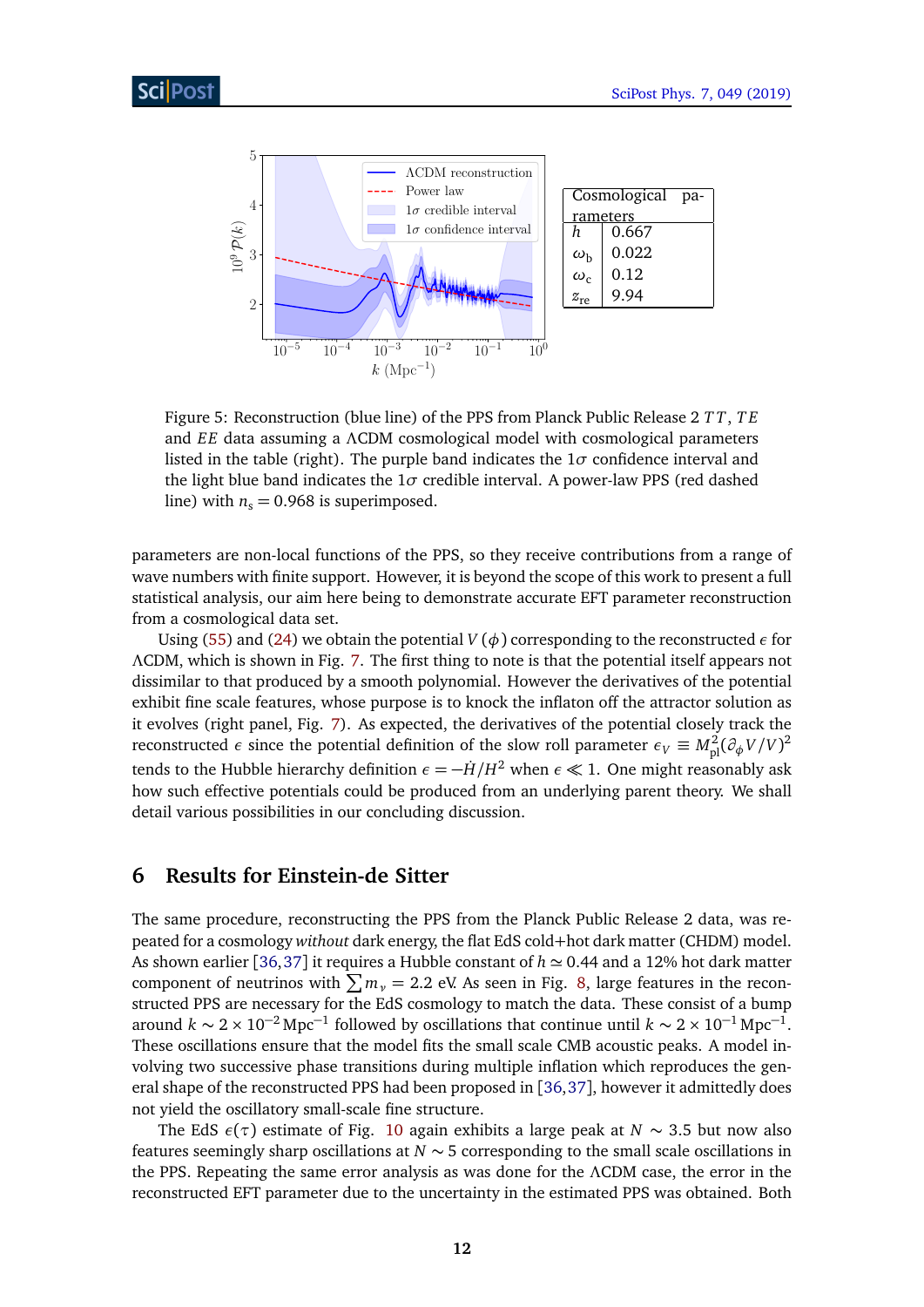| Cosmological parameters | |
|---|---|
| $h$ | 0.667 |
| $\omega_b$ | 0.022 |
| $\omega_c$ | 0.12 |
| $z_{re}$ | 9.94 |

Figure 5: Reconstruction (blue line) of the PPS from Planck Public Release 2 $TT$, $TE$ and $EE$ data assuming a ΛCDM cosmological model with cosmological parameters listed in the table (right). The purple band indicates the $1\sigma$ confidence interval and the light blue band indicates the $1\sigma$ credible interval. A power-law PPS (red dashed line) with $n_s = 0.968$ is superimposed.

parameters are non-local functions of the PPS, so they receive contributions from a range of wave numbers with finite support. However, it is beyond the scope of this work to present a full statistical analysis, our aim here being to demonstrate accurate EFT parameter reconstruction from a cosmological data set.

Using (55) and (24) we obtain the potential $V(\phi)$ corresponding to the reconstructed $\epsilon$ for ΛCDM, which is shown in Fig. 7. The first thing to note is that the potential itself appears not dissimilar to that produced by a smooth polynomial. However the derivatives of the potential exhibit fine scale features, whose purpose is to knock the inflaton off the attractor solution as it evolves (right panel, Fig. 7). As expected, the derivatives of the potential closely track the reconstructed $\epsilon$ since the potential definition of the slow roll parameter $\epsilon_V \equiv M_{\rm pl}^2(\partial_\phi V/V)^2$ tends to the Hubble hierarchy definition $\epsilon = -\dot{H}/H^2$ when $\epsilon \ll 1$. One might reasonably ask how such effective potentials could be produced from an underlying parent theory. We shall detail various possibilities in our concluding discussion.

## 6 Results for Einstein-de Sitter

The same procedure, reconstructing the PPS from the Planck Public Release 2 data, was repeated for a cosmology *without* dark energy, the flat EdS cold+hot dark matter (CHDM) model. As shown earlier [36,37] it requires a Hubble constant of $h \simeq 0.44$ and a 12% hot dark matter component of neutrinos with $\sum m_\nu = 2.2$ eV. As seen in Fig. 8, large features in the reconstructed PPS are necessary for the EdS cosmology to match the data. These consist of a bump around $k \sim 2 \times 10^{-2}\,\text{Mpc}^{-1}$ followed by oscillations that continue until $k \sim 2 \times 10^{-1}\,\text{Mpc}^{-1}$. These oscillations ensure that the model fits the small scale CMB acoustic peaks. A model involving two successive phase transitions during multiple inflation which reproduces the general shape of the reconstructed PPS had been proposed in [36,37], however it admittedly does not yield the oscillatory small-scale fine structure.

The EdS $\epsilon(\tau)$ estimate of Fig. 10 again exhibits a large peak at $N \sim 3.5$ but now also features seemingly sharp oscillations at $N \sim 5$ corresponding to the small scale oscillations in the PPS. Repeating the same error analysis as was done for the ΛCDM case, the error in the reconstructed EFT parameter due to the uncertainty in the estimated PPS was obtained. Both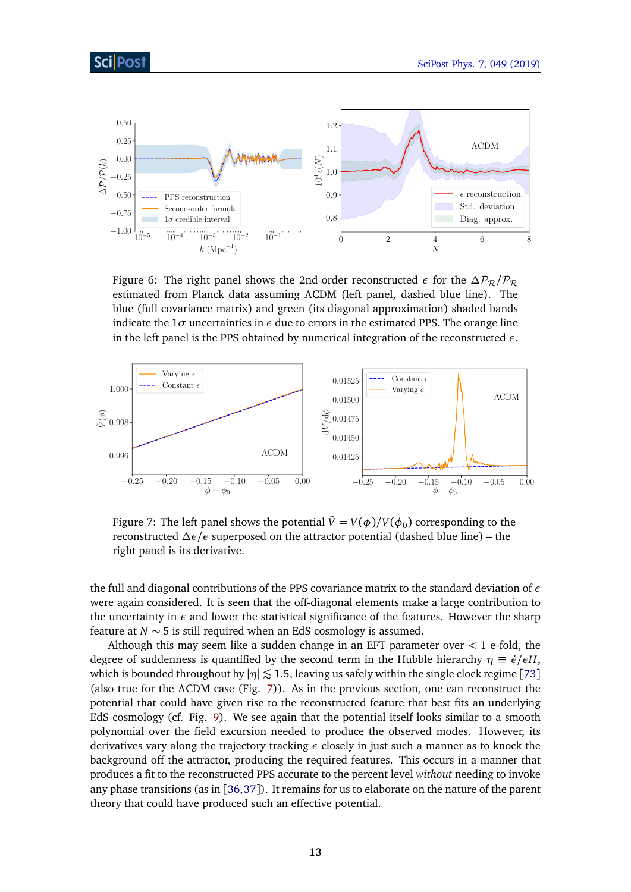Figure 6: The right panel shows the 2nd-order reconstructed $\epsilon$ for the $\Delta\mathcal{P}_\mathcal{R}/\mathcal{P}_\mathcal{R}$ estimated from Planck data assuming ΛCDM (left panel, dashed blue line). The blue (full covariance matrix) and green (its diagonal approximation) shaded bands indicate the $1\sigma$ uncertainties in $\epsilon$ due to errors in the estimated PPS. The orange line in the left panel is the PPS obtained by numerical integration of the reconstructed $\epsilon$.

Figure 7: The left panel shows the potential $\tilde{V} = V(\phi)/V(\phi_0)$ corresponding to the reconstructed $\Delta\epsilon/\epsilon$ superposed on the attractor potential (dashed blue line) – the right panel is its derivative.

the full and diagonal contributions of the PPS covariance matrix to the standard deviation of $\epsilon$ were again considered. It is seen that the off-diagonal elements make a large contribution to the uncertainty in $\epsilon$ and lower the statistical significance of the features. However the sharp feature at $N \sim 5$ is still required when an EdS cosmology is assumed.

Although this may seem like a sudden change in an EFT parameter over $< 1$ e-fold, the degree of suddenness is quantified by the second term in the Hubble hierarchy $\eta \equiv \dot{\epsilon}/\epsilon H$, which is bounded throughout by $|\eta| \lesssim 1.5$, leaving us safely within the single clock regime [73] (also true for the ΛCDM case (Fig. 7)). As in the previous section, one can reconstruct the potential that could have given rise to the reconstructed feature that best fits an underlying EdS cosmology (cf. Fig. 9). We see again that the potential itself looks similar to a smooth polynomial over the field excursion needed to produce the observed modes. However, its derivatives vary along the trajectory tracking $\epsilon$ closely in just such a manner as to knock the background off the attractor, producing the required features. This occurs in a manner that produces a fit to the reconstructed PPS accurate to the percent level *without* needing to invoke any phase transitions (as in [36,37]). It remains for us to elaborate on the nature of the parent theory that could have produced such an effective potential.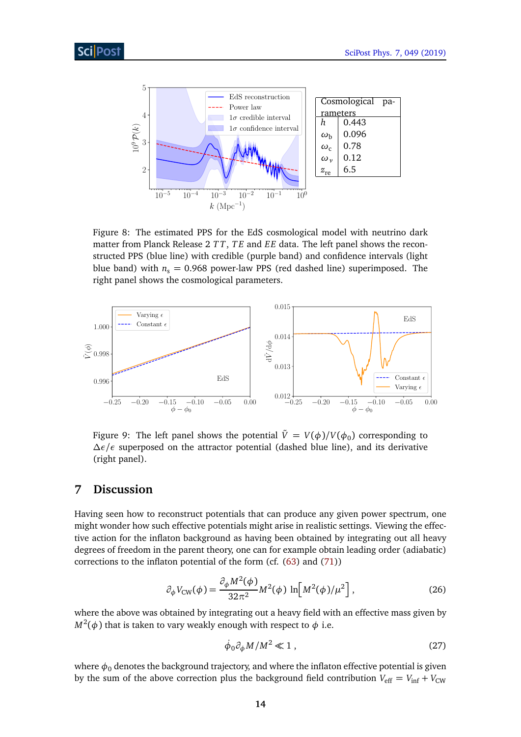| Cosmological parameters | |
|---|---|
| $h$ | 0.443 |
| $\omega_b$ | 0.096 |
| $\omega_c$ | 0.78 |
| $\omega_\nu$ | 0.12 |
| $z_{re}$ | 6.5 |

Figure 8: The estimated PPS for the EdS cosmological model with neutrino dark matter from Planck Release 2 $TT$, $TE$ and $EE$ data. The left panel shows the reconstructed PPS (blue line) with credible (purple band) and confidence intervals (light blue band) with $n_s = 0.968$ power-law PPS (red dashed line) superimposed. The right panel shows the cosmological parameters.

Figure 9: The left panel shows the potential $\tilde{V} = V(\phi)/V(\phi_0)$ corresponding to $\Delta\epsilon/\epsilon$ superposed on the attractor potential (dashed blue line), and its derivative (right panel).

# 7 Discussion

Having seen how to reconstruct potentials that can produce any given power spectrum, one might wonder how such effective potentials might arise in realistic settings. Viewing the effective action for the inflaton background as having been obtained by integrating out all heavy degrees of freedom in the parent theory, one can for example obtain leading order (adiabatic) corrections to the inflaton potential of the form (cf. (63) and (71))

$$\partial_\phi V_{\rm CW}(\phi) = \frac{\partial_\phi M^2(\phi)}{32\pi^2} M^2(\phi) \, \ln\Big[M^2(\phi)/\mu^2\Big] \,, \tag{26}$$

where the above was obtained by integrating out a heavy field with an effective mass given by $M^2(\phi)$ that is taken to vary weakly enough with respect to $\phi$ i.e.

$$\dot{\phi}_0 \partial_\phi M / M^2 \ll 1 \,, \tag{27}$$

where $\phi_0$ denotes the background trajectory, and where the inflaton effective potential is given by the sum of the above correction plus the background field contribution $V_{\rm eff} = V_{\rm inf} + V_{\rm CW}$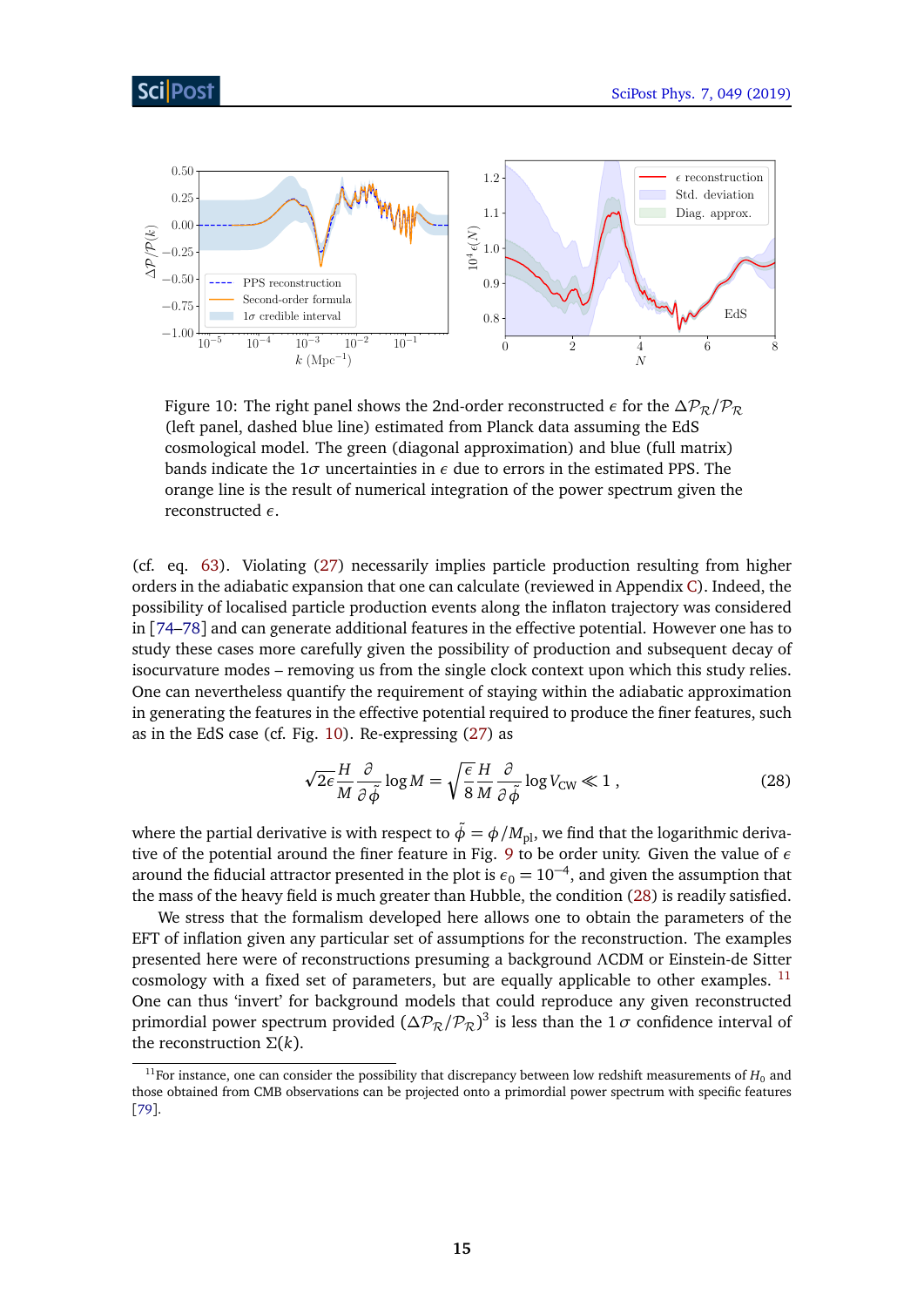Figure 10: The right panel shows the 2nd-order reconstructed $\epsilon$ for the $\Delta\mathcal{P}_\mathcal{R}/\mathcal{P}_\mathcal{R}$ (left panel, dashed blue line) estimated from Planck data assuming the EdS cosmological model. The green (diagonal approximation) and blue (full matrix) bands indicate the $1\sigma$ uncertainties in $\epsilon$ due to errors in the estimated PPS. The orange line is the result of numerical integration of the power spectrum given the reconstructed $\epsilon$.

(cf. eq. 63). Violating (27) necessarily implies particle production resulting from higher orders in the adiabatic expansion that one can calculate (reviewed in Appendix C). Indeed, the possibility of localised particle production events along the inflaton trajectory was considered in [74–78] and can generate additional features in the effective potential. However one has to study these cases more carefully given the possibility of production and subsequent decay of isocurvature modes – removing us from the single clock context upon which this study relies. One can nevertheless quantify the requirement of staying within the adiabatic approximation in generating the features in the effective potential required to produce the finer features, such as in the EdS case (cf. Fig. 10). Re-expressing (27) as

$$\sqrt{2\epsilon}\frac{H}{M}\frac{\partial}{\partial\tilde{\phi}}\log M = \sqrt{\frac{\epsilon}{8}}\frac{H}{M}\frac{\partial}{\partial\tilde{\phi}}\log V_{\rm CW} \ll 1\,, \tag{28}$$

where the partial derivative is with respect to $\tilde{\phi} = \phi/M_{\rm pl}$, we find that the logarithmic derivative of the potential around the finer feature in Fig. 9 to be order unity. Given the value of $\epsilon$ around the fiducial attractor presented in the plot is $\epsilon_0 = 10^{-4}$, and given the assumption that the mass of the heavy field is much greater than Hubble, the condition (28) is readily satisfied.

We stress that the formalism developed here allows one to obtain the parameters of the EFT of inflation given any particular set of assumptions for the reconstruction. The examples presented here were of reconstructions presuming a background ΛCDM or Einstein-de Sitter cosmology with a fixed set of parameters, but are equally applicable to other examples. [11] One can thus 'invert' for background models that could reproduce any given reconstructed primordial power spectrum provided $(\Delta\mathcal{P}_\mathcal{R}/\mathcal{P}_\mathcal{R})^3$ is less than the $1\,\sigma$ confidence interval of the reconstruction $\Sigma(k)$.

[11] For instance, one can consider the possibility that discrepancy between low redshift measurements of $H_0$ and those obtained from CMB observations can be projected onto a primordial power spectrum with specific features [79].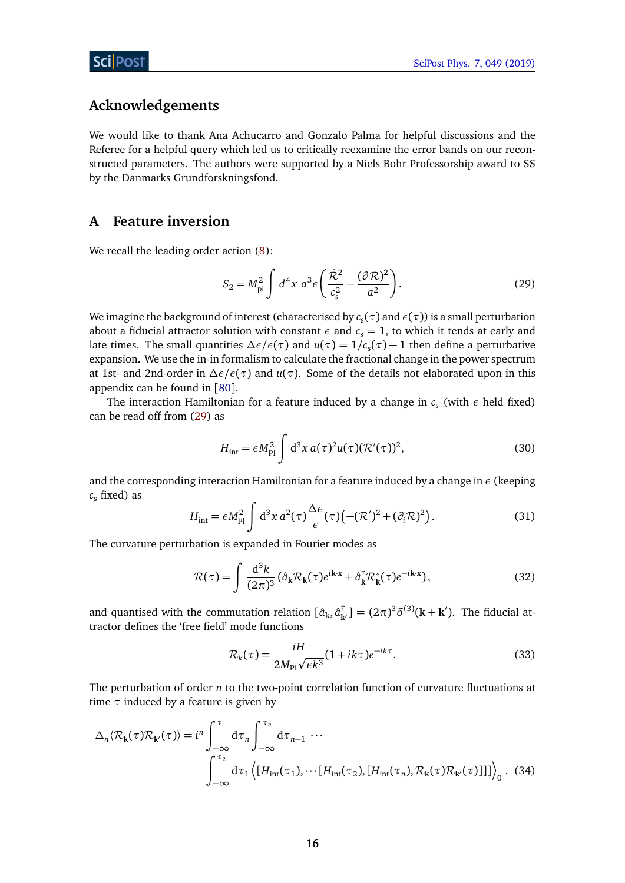## Acknowledgements

We would like to thank Ana Achucarro and Gonzalo Palma for helpful discussions and the Referee for a helpful query which led us to critically reexamine the error bands on our reconstructed parameters. The authors were supported by a Niels Bohr Professorship award to SS by the Danmarks Grundforskningsfond.

## A Feature inversion

We recall the leading order action (8):

$$S_2 = M_{\rm pl}^2 \int d^4x\; a^3 \epsilon \left( \frac{\dot{\mathcal{R}}^2}{c_s^2} - \frac{(\partial \mathcal{R})^2}{a^2} \right). \tag{29}$$

We imagine the background of interest (characterised by $c_s(\tau)$ and $\epsilon(\tau)$) is a small perturbation about a fiducial attractor solution with constant $\epsilon$ and $c_s = 1$, to which it tends at early and late times. The small quantities $\Delta\epsilon/\epsilon(\tau)$ and $u(\tau) = 1/c_s(\tau) - 1$ then define a perturbative expansion. We use the in-in formalism to calculate the fractional change in the power spectrum at 1st- and 2nd-order in $\Delta\epsilon/\epsilon(\tau)$ and $u(\tau)$. Some of the details not elaborated upon in this appendix can be found in [80].

The interaction Hamiltonian for a feature induced by a change in $c_s$ (with $\epsilon$ held fixed) can be read off from (29) as

$$H_{\rm int} = \epsilon M_{\rm Pl}^2 \int {\rm d}^3x\, a(\tau)^2 u(\tau) (\mathcal{R}'(\tau))^2, \tag{30}$$

and the corresponding interaction Hamiltonian for a feature induced by a change in $\epsilon$ (keeping $c_s$ fixed) as

$$H_{\rm int} = \epsilon M_{\rm Pl}^2 \int {\rm d}^3x\, a^2(\tau) \frac{\Delta\epsilon}{\epsilon}(\tau) \left( -(\mathcal{R}')^2 + (\partial_i \mathcal{R})^2 \right). \tag{31}$$

The curvature perturbation is expanded in Fourier modes as

$$\mathcal{R}(\tau) = \int \frac{{\rm d}^3k}{(2\pi)^3} \left( \hat{a}_{\mathbf{k}} \mathcal{R}_{\mathbf{k}}(\tau) e^{i\mathbf{k}\cdot\mathbf{x}} + \hat{a}_{\mathbf{k}}^\dagger \mathcal{R}_{\mathbf{k}}^*(\tau) e^{-i\mathbf{k}\cdot\mathbf{x}} \right), \tag{32}$$

and quantised with the commutation relation $[\hat{a}_{\mathbf{k}}, \hat{a}_{\mathbf{k}'}^\dagger] = (2\pi)^3 \delta^{(3)}(\mathbf{k} + \mathbf{k}')$. The fiducial attractor defines the 'free field' mode functions

$$\mathcal{R}_k(\tau) = \frac{iH}{2M_{\rm Pl}\sqrt{\epsilon k^3}} (1 + ik\tau) e^{-ik\tau}. \tag{33}$$

The perturbation of order $n$ to the two-point correlation function of curvature fluctuations at time $\tau$ induced by a feature is given by

$$\Delta_n \langle \mathcal{R}_{\mathbf{k}}(\tau) \mathcal{R}_{\mathbf{k}'}(\tau) \rangle = i^n \int_{-\infty}^{\tau} {\rm d}\tau_n \int_{-\infty}^{\tau_n} {\rm d}\tau_{n-1} \cdots \int_{-\infty}^{\tau_2} {\rm d}\tau_1 \left\langle [H_{\rm int}(\tau_1), \cdots [H_{\rm int}(\tau_2), [H_{\rm int}(\tau_n), \mathcal{R}_{\mathbf{k}}(\tau) \mathcal{R}_{\mathbf{k}'}(\tau)]]] \right\rangle_0 . \tag{34}$$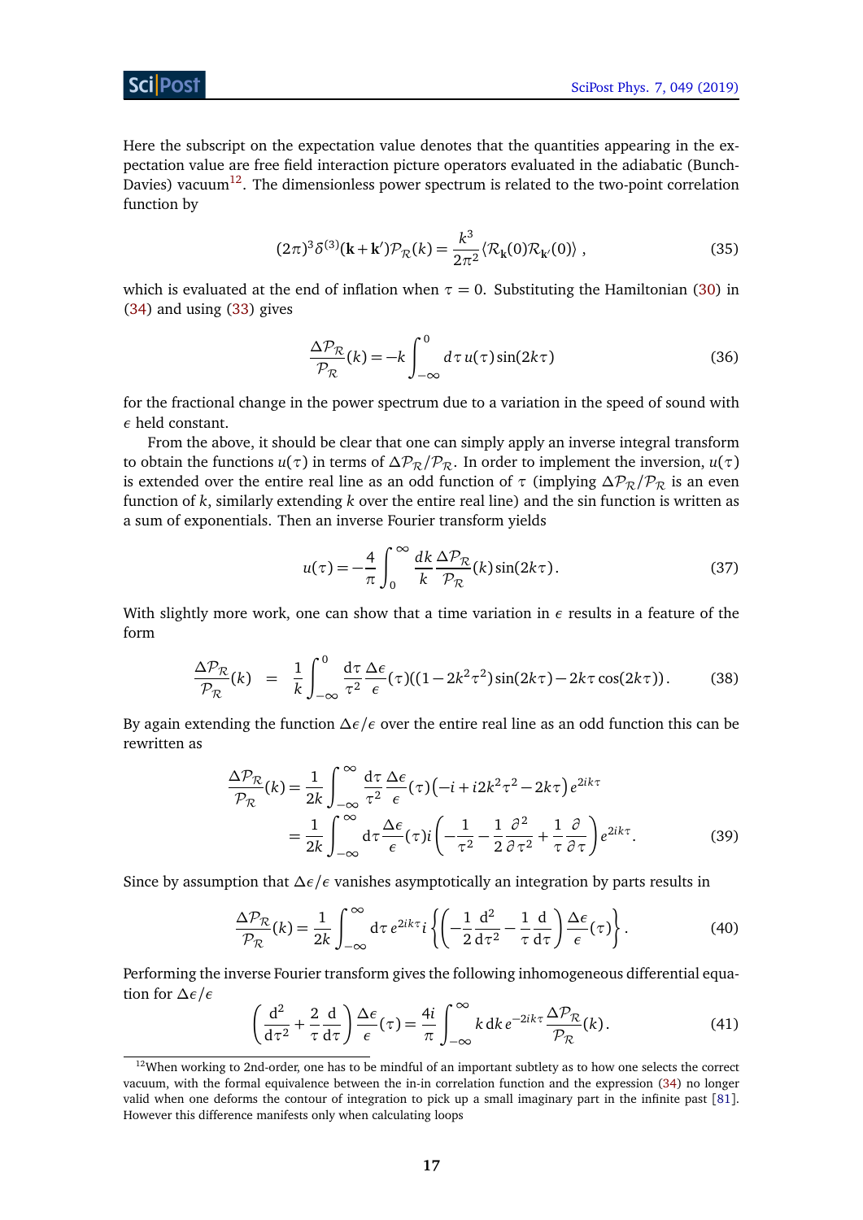Here the subscript on the expectation value denotes that the quantities appearing in the expectation value are free field interaction picture operators evaluated in the adiabatic (Bunch-Davies) vacuum[12]. The dimensionless power spectrum is related to the two-point correlation function by

$$(2\pi)^3\delta^{(3)}(\mathbf{k}+\mathbf{k}')\mathcal{P}_{\mathcal{R}}(k) = \frac{k^3}{2\pi^2}\langle \mathcal{R}_{\mathbf{k}}(0)\mathcal{R}_{\mathbf{k}'}(0)\rangle\,, \tag{35}$$

which is evaluated at the end of inflation when $\tau = 0$. Substituting the Hamiltonian (30) in (34) and using (33) gives

$$\frac{\Delta\mathcal{P}_{\mathcal{R}}}{\mathcal{P}_{\mathcal{R}}}(k) = -k\int_{-\infty}^{0} d\tau\, u(\tau)\sin(2k\tau) \tag{36}$$

for the fractional change in the power spectrum due to a variation in the speed of sound with $\epsilon$ held constant.

From the above, it should be clear that one can simply apply an inverse integral transform to obtain the functions $u(\tau)$ in terms of $\Delta\mathcal{P}_{\mathcal{R}}/\mathcal{P}_{\mathcal{R}}$. In order to implement the inversion, $u(\tau)$ is extended over the entire real line as an odd function of $\tau$ (implying $\Delta\mathcal{P}_{\mathcal{R}}/\mathcal{P}_{\mathcal{R}}$ is an even function of $k$, similarly extending $k$ over the entire real line) and the sin function is written as a sum of exponentials. Then an inverse Fourier transform yields

$$u(\tau) = -\frac{4}{\pi}\int_{0}^{\infty}\frac{dk}{k}\frac{\Delta\mathcal{P}_{\mathcal{R}}}{\mathcal{P}_{\mathcal{R}}}(k)\sin(2k\tau)\,. \tag{37}$$

With slightly more work, one can show that a time variation in $\epsilon$ results in a feature of the form

$$\frac{\Delta\mathcal{P}_{\mathcal{R}}}{\mathcal{P}_{\mathcal{R}}}(k) \;=\; \frac{1}{k}\int_{-\infty}^{0}\frac{\mathrm{d}\tau}{\tau^2}\frac{\Delta\epsilon}{\epsilon}(\tau)((1-2k^2\tau^2)\sin(2k\tau)-2k\tau\cos(2k\tau))\,. \tag{38}$$

By again extending the function $\Delta\epsilon/\epsilon$ over the entire real line as an odd function this can be rewritten as

$$\begin{aligned}\frac{\Delta\mathcal{P}_{\mathcal{R}}}{\mathcal{P}_{\mathcal{R}}}(k) &= \frac{1}{2k}\int_{-\infty}^{\infty}\frac{\mathrm{d}\tau}{\tau^2}\frac{\Delta\epsilon}{\epsilon}(\tau)\left(-i+i2k^2\tau^2-2k\tau\right)e^{2ik\tau}\\ &= \frac{1}{2k}\int_{-\infty}^{\infty}\mathrm{d}\tau\frac{\Delta\epsilon}{\epsilon}(\tau)i\left(-\frac{1}{\tau^2}-\frac{1}{2}\frac{\partial^2}{\partial\tau^2}+\frac{1}{\tau}\frac{\partial}{\partial\tau}\right)e^{2ik\tau}.\end{aligned} \tag{39}$$

Since by assumption that $\Delta\epsilon/\epsilon$ vanishes asymptotically an integration by parts results in

$$\frac{\Delta\mathcal{P}_{\mathcal{R}}}{\mathcal{P}_{\mathcal{R}}}(k) = \frac{1}{2k}\int_{-\infty}^{\infty}\mathrm{d}\tau\, e^{2ik\tau}i\left\{\left(-\frac{1}{2}\frac{\mathrm{d}^2}{\mathrm{d}\tau^2}-\frac{1}{\tau}\frac{\mathrm{d}}{\mathrm{d}\tau}\right)\frac{\Delta\epsilon}{\epsilon}(\tau)\right\}. \tag{40}$$

Performing the inverse Fourier transform gives the following inhomogeneous differential equation for $\Delta\epsilon/\epsilon$

$$\left(\frac{\mathrm{d}^2}{\mathrm{d}\tau^2}+\frac{2}{\tau}\frac{\mathrm{d}}{\mathrm{d}\tau}\right)\frac{\Delta\epsilon}{\epsilon}(\tau) = \frac{4i}{\pi}\int_{-\infty}^{\infty}k\,\mathrm{d}k\, e^{-2ik\tau}\frac{\Delta\mathcal{P}_{\mathcal{R}}}{\mathcal{P}_{\mathcal{R}}}(k)\,. \tag{41}$$

[12] When working to 2nd-order, one has to be mindful of an important subtlety as to how one selects the correct vacuum, with the formal equivalence between the in-in correlation function and the expression (34) no longer valid when one deforms the contour of integration to pick up a small imaginary part in the infinite past [81]. However this difference manifests only when calculating loops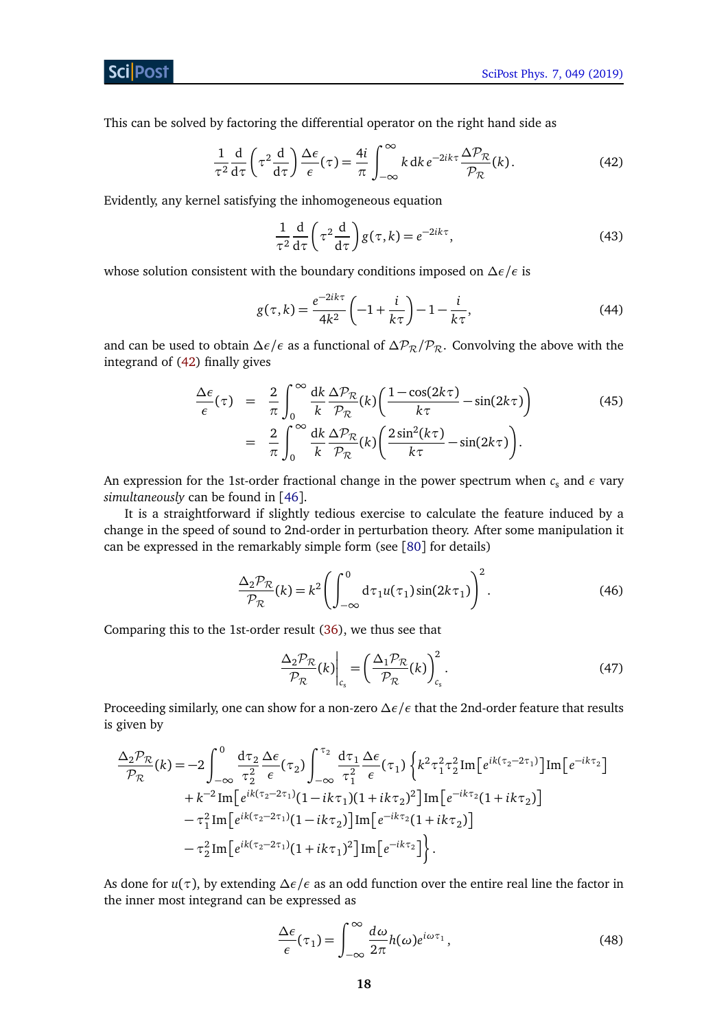This can be solved by factoring the differential operator on the right hand side as

$$\frac{1}{\tau^2}\frac{\mathrm{d}}{\mathrm{d}\tau}\left(\tau^2\frac{\mathrm{d}}{\mathrm{d}\tau}\right)\frac{\Delta\epsilon}{\epsilon}(\tau) = \frac{4i}{\pi}\int_{-\infty}^{\infty} k\,\mathrm{d}k\, e^{-2ik\tau}\frac{\Delta\mathcal{P}_\mathcal{R}}{\mathcal{P}_\mathcal{R}}(k)\,. \tag{42}$$

Evidently, any kernel satisfying the inhomogeneous equation

$$\frac{1}{\tau^2}\frac{\mathrm{d}}{\mathrm{d}\tau}\left(\tau^2\frac{\mathrm{d}}{\mathrm{d}\tau}\right)g(\tau,k) = e^{-2ik\tau}, \tag{43}$$

whose solution consistent with the boundary conditions imposed on $\Delta\epsilon/\epsilon$ is

$$g(\tau,k) = \frac{e^{-2ik\tau}}{4k^2}\left(-1+\frac{i}{k\tau}\right) - 1 - \frac{i}{k\tau}, \tag{44}$$

and can be used to obtain $\Delta\epsilon/\epsilon$ as a functional of $\Delta\mathcal{P}_\mathcal{R}/\mathcal{P}_\mathcal{R}$. Convolving the above with the integrand of (42) finally gives

$$\begin{aligned}\frac{\Delta\epsilon}{\epsilon}(\tau) &= \frac{2}{\pi}\int_0^\infty \frac{\mathrm{d}k}{k}\frac{\Delta\mathcal{P}_\mathcal{R}}{\mathcal{P}_\mathcal{R}}(k)\left(\frac{1-\cos(2k\tau)}{k\tau} - \sin(2k\tau)\right) \\ &= \frac{2}{\pi}\int_0^\infty \frac{\mathrm{d}k}{k}\frac{\Delta\mathcal{P}_\mathcal{R}}{\mathcal{P}_\mathcal{R}}(k)\left(\frac{2\sin^2(k\tau)}{k\tau} - \sin(2k\tau)\right).\end{aligned} \tag{45}$$

An expression for the 1st-order fractional change in the power spectrum when $c_s$ and $\epsilon$ vary *simultaneously* can be found in [46].

It is a straightforward if slightly tedious exercise to calculate the feature induced by a change in the speed of sound to 2nd-order in perturbation theory. After some manipulation it can be expressed in the remarkably simple form (see [80] for details)

$$\frac{\Delta_2\mathcal{P}_\mathcal{R}}{\mathcal{P}_\mathcal{R}}(k) = k^2\left(\int_{-\infty}^0 \mathrm{d}\tau_1 u(\tau_1)\sin(2k\tau_1)\right)^2. \tag{46}$$

Comparing this to the 1st-order result (36), we thus see that

$$\left.\frac{\Delta_2\mathcal{P}_\mathcal{R}}{\mathcal{P}_\mathcal{R}}(k)\right|_{c_s} = \left(\frac{\Delta_1\mathcal{P}_\mathcal{R}}{\mathcal{P}_\mathcal{R}}(k)\right)^2_{c_s}. \tag{47}$$

Proceeding similarly, one can show for a non-zero $\Delta\epsilon/\epsilon$ that the 2nd-order feature that results is given by

$$\begin{aligned}\frac{\Delta_2\mathcal{P}_\mathcal{R}}{\mathcal{P}_\mathcal{R}}(k) = -2\int_{-\infty}^0 \frac{\mathrm{d}\tau_2}{\tau_2^2}\frac{\Delta\epsilon}{\epsilon}(\tau_2)\int_{-\infty}^{\tau_2}\frac{\mathrm{d}\tau_1}{\tau_1^2}\frac{\Delta\epsilon}{\epsilon}(\tau_1)\Big\{&k^2\tau_1^2\tau_2^2\,\mathrm{Im}\left[e^{ik(\tau_2-2\tau_1)}\right]\mathrm{Im}\left[e^{-ik\tau_2}\right] \\ &+k^{-2}\,\mathrm{Im}\left[e^{ik(\tau_2-2\tau_1)}(1-ik\tau_1)(1+ik\tau_2)^2\right]\mathrm{Im}\left[e^{-ik\tau_2}(1+ik\tau_2)\right] \\ &-\tau_1^2\,\mathrm{Im}\left[e^{ik(\tau_2-2\tau_1)}(1-ik\tau_2)\right]\mathrm{Im}\left[e^{-ik\tau_2}(1+ik\tau_2)\right] \\ &-\tau_2^2\,\mathrm{Im}\left[e^{ik(\tau_2-2\tau_1)}(1+ik\tau_1)^2\right]\mathrm{Im}\left[e^{-ik\tau_2}\right]\Big\}.\end{aligned}$$

As done for $u(\tau)$, by extending $\Delta\epsilon/\epsilon$ as an odd function over the entire real line the factor in the inner most integrand can be expressed as

$$\frac{\Delta\epsilon}{\epsilon}(\tau_1) = \int_{-\infty}^{\infty}\frac{d\omega}{2\pi}h(\omega)e^{i\omega\tau_1}, \tag{48}$$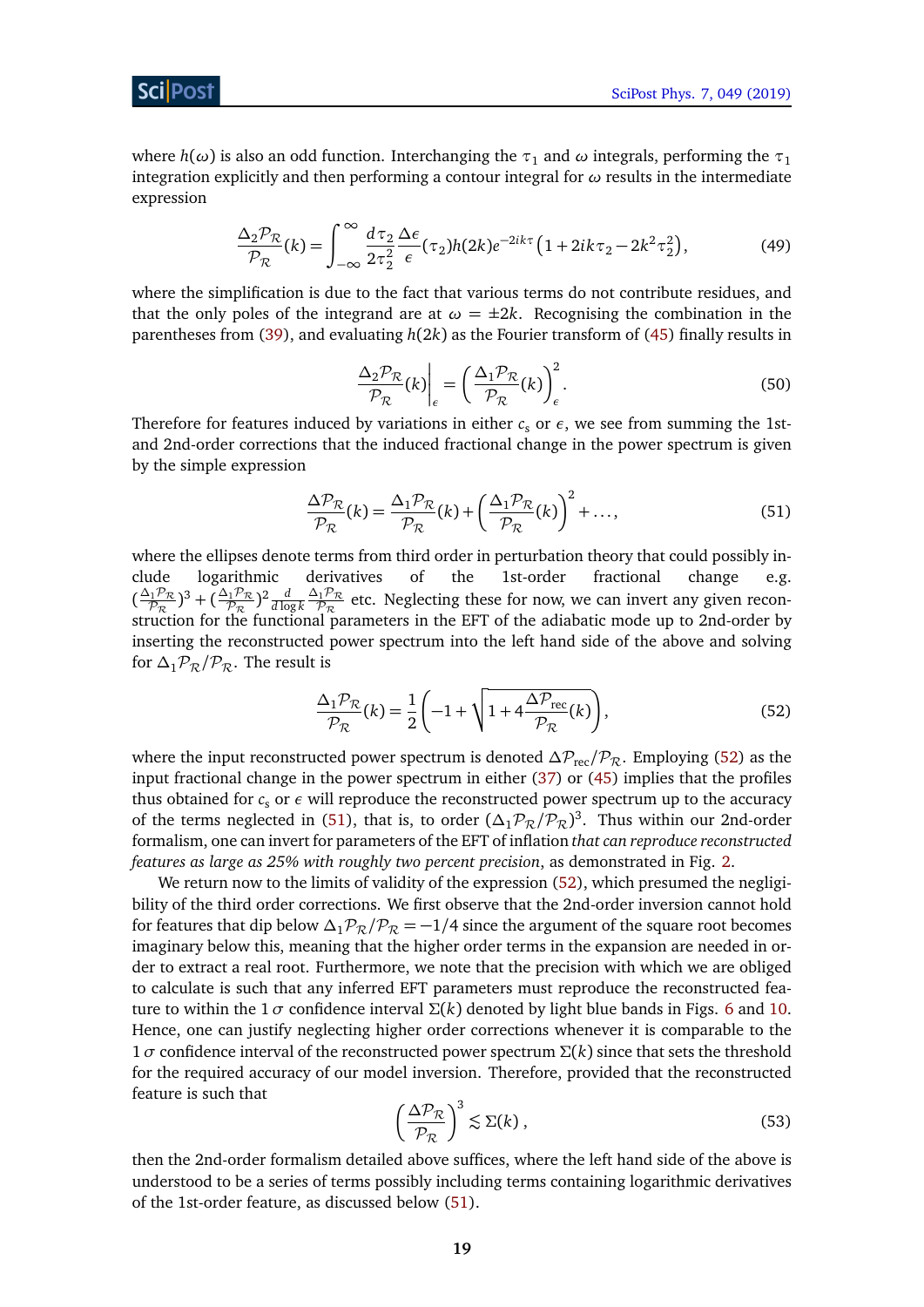where $h(\omega)$ is also an odd function. Interchanging the $\tau_1$ and $\omega$ integrals, performing the $\tau_1$ integration explicitly and then performing a contour integral for $\omega$ results in the intermediate expression

$$\frac{\Delta_2 \mathcal{P}_\mathcal{R}}{\mathcal{P}_\mathcal{R}}(k) = \int_{-\infty}^{\infty} \frac{d\tau_2}{2\tau_2^2} \frac{\Delta\epsilon}{\epsilon}(\tau_2) h(2k) e^{-2ik\tau} \left(1 + 2ik\tau_2 - 2k^2\tau_2^2\right), \tag{49}$$

where the simplification is due to the fact that various terms do not contribute residues, and that the only poles of the integrand are at $\omega = \pm 2k$. Recognising the combination in the parentheses from (39), and evaluating $h(2k)$ as the Fourier transform of (45) finally results in

$$\left.\frac{\Delta_2 \mathcal{P}_\mathcal{R}}{\mathcal{P}_\mathcal{R}}(k)\right|_\epsilon = \left(\frac{\Delta_1 \mathcal{P}_\mathcal{R}}{\mathcal{P}_\mathcal{R}}(k)\right)^2_\epsilon. \tag{50}$$

Therefore for features induced by variations in either $c_s$ or $\epsilon$, we see from summing the 1st- and 2nd-order corrections that the induced fractional change in the power spectrum is given by the simple expression

$$\frac{\Delta \mathcal{P}_\mathcal{R}}{\mathcal{P}_\mathcal{R}}(k) = \frac{\Delta_1 \mathcal{P}_\mathcal{R}}{\mathcal{P}_\mathcal{R}}(k) + \left(\frac{\Delta_1 \mathcal{P}_\mathcal{R}}{\mathcal{P}_\mathcal{R}}(k)\right)^2 + \ldots, \tag{51}$$

where the ellipses denote terms from third order in perturbation theory that could possibly include logarithmic derivatives of the 1st-order fractional change e.g. $(\frac{\Delta_1 \mathcal{P}_\mathcal{R}}{\mathcal{P}_\mathcal{R}})^3 + (\frac{\Delta_1 \mathcal{P}_\mathcal{R}}{\mathcal{P}_\mathcal{R}})^2 \frac{d}{d\log k} \frac{\Delta_1 \mathcal{P}_\mathcal{R}}{\mathcal{P}_\mathcal{R}}$ etc. Neglecting these for now, we can invert any given reconstruction for the functional parameters in the EFT of the adiabatic mode up to 2nd-order by inserting the reconstructed power spectrum into the left hand side of the above and solving for $\Delta_1 \mathcal{P}_\mathcal{R}/\mathcal{P}_\mathcal{R}$. The result is

$$\frac{\Delta_1 \mathcal{P}_\mathcal{R}}{\mathcal{P}_\mathcal{R}}(k) = \frac{1}{2}\left(-1 + \sqrt{1 + 4\frac{\Delta \mathcal{P}_{\text{rec}}}{\mathcal{P}_\mathcal{R}}(k)}\right), \tag{52}$$

where the input reconstructed power spectrum is denoted $\Delta \mathcal{P}_{\text{rec}}/\mathcal{P}_\mathcal{R}$. Employing (52) as the input fractional change in the power spectrum in either (37) or (45) implies that the profiles thus obtained for $c_s$ or $\epsilon$ will reproduce the reconstructed power spectrum up to the accuracy of the terms neglected in (51), that is, to order $(\Delta_1 \mathcal{P}_\mathcal{R}/\mathcal{P}_\mathcal{R})^3$. Thus within our 2nd-order formalism, one can invert for parameters of the EFT of inflation *that can reproduce reconstructed features as large as 25% with roughly two percent precision*, as demonstrated in Fig. 2.

We return now to the limits of validity of the expression (52), which presumed the negligibility of the third order corrections. We first observe that the 2nd-order inversion cannot hold for features that dip below $\Delta_1 \mathcal{P}_\mathcal{R}/\mathcal{P}_\mathcal{R} = -1/4$ since the argument of the square root becomes imaginary below this, meaning that the higher order terms in the expansion are needed in order to extract a real root. Furthermore, we note that the precision with which we are obliged to calculate is such that any inferred EFT parameters must reproduce the reconstructed feature to within the $1\,\sigma$ confidence interval $\Sigma(k)$ denoted by light blue bands in Figs. 6 and 10. Hence, one can justify neglecting higher order corrections whenever it is comparable to the $1\,\sigma$ confidence interval of the reconstructed power spectrum $\Sigma(k)$ since that sets the threshold for the required accuracy of our model inversion. Therefore, provided that the reconstructed feature is such that

$$\left(\frac{\Delta \mathcal{P}_\mathcal{R}}{\mathcal{P}_\mathcal{R}}\right)^3 \lesssim \Sigma(k)\,, \tag{53}$$

then the 2nd-order formalism detailed above suffices, where the left hand side of the above is understood to be a series of terms possibly including terms containing logarithmic derivatives of the 1st-order feature, as discussed below (51).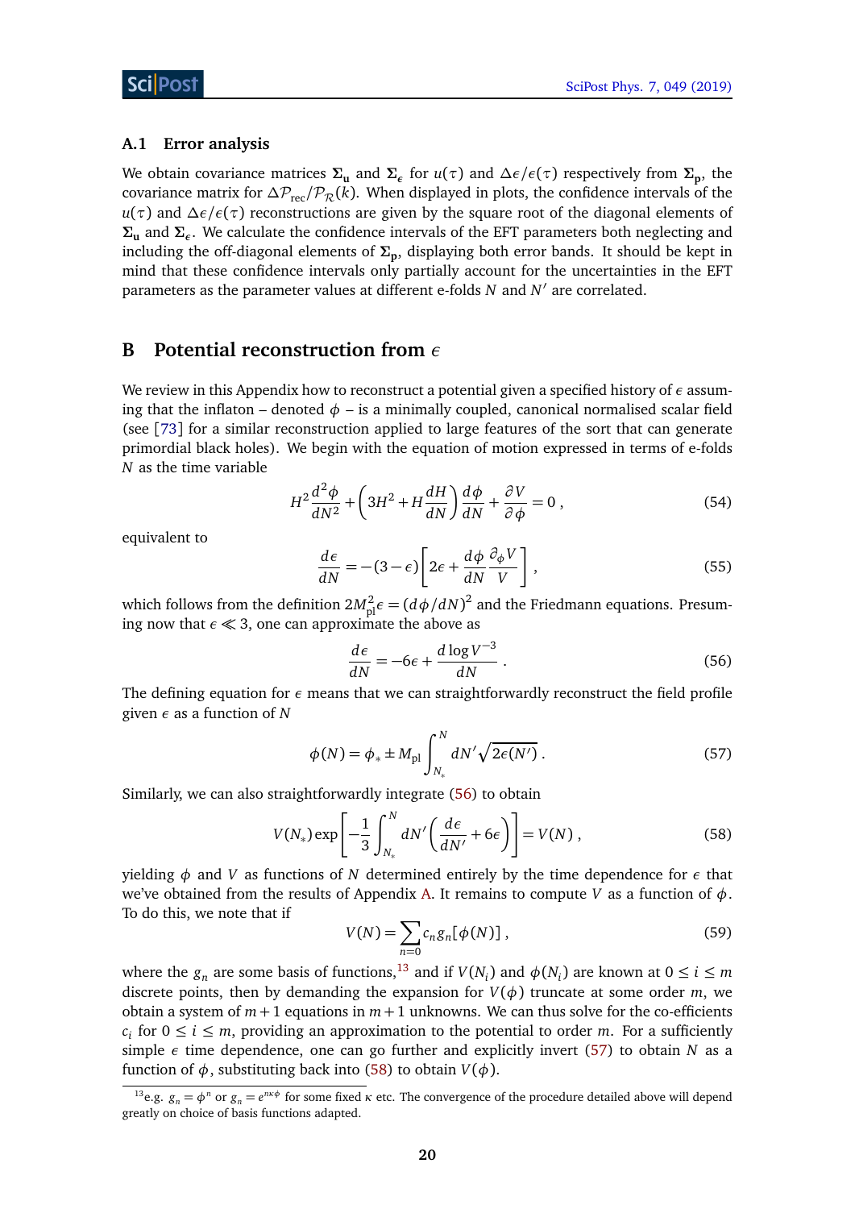### A.1 Error analysis

We obtain covariance matrices $\mathbf{\Sigma_u}$ and $\mathbf{\Sigma_\epsilon}$ for $u(\tau)$ and $\Delta\epsilon/\epsilon(\tau)$ respectively from $\mathbf{\Sigma_p}$, the covariance matrix for $\Delta\mathcal{P}_{\rm rec}/\mathcal{P}_{\mathcal{R}}(k)$. When displayed in plots, the confidence intervals of the $u(\tau)$ and $\Delta\epsilon/\epsilon(\tau)$ reconstructions are given by the square root of the diagonal elements of $\mathbf{\Sigma_u}$ and $\mathbf{\Sigma_\epsilon}$. We calculate the confidence intervals of the EFT parameters both neglecting and including the off-diagonal elements of $\mathbf{\Sigma_p}$, displaying both error bands. It should be kept in mind that these confidence intervals only partially account for the uncertainties in the EFT parameters as the parameter values at different e-folds $N$ and $N'$ are correlated.

## B Potential reconstruction from $\epsilon$

We review in this Appendix how to reconstruct a potential given a specified history of $\epsilon$ assuming that the inflaton – denoted $\phi$ – is a minimally coupled, canonical normalised scalar field (see [73] for a similar reconstruction applied to large features of the sort that can generate primordial black holes). We begin with the equation of motion expressed in terms of e-folds $N$ as the time variable

$$H^2\frac{d^2\phi}{dN^2} + \left(3H^2 + H\frac{dH}{dN}\right)\frac{d\phi}{dN} + \frac{\partial V}{\partial\phi} = 0\,, \tag{54}$$

equivalent to

$$\frac{d\epsilon}{dN} = -(3-\epsilon)\left[2\epsilon + \frac{d\phi}{dN}\frac{\partial_\phi V}{V}\right], \tag{55}$$

which follows from the definition $2M_{\rm pl}^2\epsilon = (d\phi/dN)^2$ and the Friedmann equations. Presuming now that $\epsilon \ll 3$, one can approximate the above as

$$\frac{d\epsilon}{dN} = -6\epsilon + \frac{d\log V^{-3}}{dN}\,. \tag{56}$$

The defining equation for $\epsilon$ means that we can straightforwardly reconstruct the field profile given $\epsilon$ as a function of $N$

$$\phi(N) = \phi_* \pm M_{\rm pl}\int_{N_*}^{N} dN'\sqrt{2\epsilon(N')}\,. \tag{57}$$

Similarly, we can also straightforwardly integrate (56) to obtain

$$V(N_*)\exp\left[-\frac{1}{3}\int_{N_*}^{N} dN'\left(\frac{d\epsilon}{dN'} + 6\epsilon\right)\right] = V(N)\,, \tag{58}$$

yielding $\phi$ and $V$ as functions of $N$ determined entirely by the time dependence for $\epsilon$ that we've obtained from the results of Appendix A. It remains to compute $V$ as a function of $\phi$. To do this, we note that if

$$V(N) = \sum_{n=0} c_n g_n[\phi(N)]\,, \tag{59}$$

where the $g_n$ are some basis of functions,[13] and if $V(N_i)$ and $\phi(N_i)$ are known at $0 \le i \le m$ discrete points, then by demanding the expansion for $V(\phi)$ truncate at some order $m$, we obtain a system of $m+1$ equations in $m+1$ unknowns. We can thus solve for the co-efficients $c_i$ for $0 \le i \le m$, providing an approximation to the potential to order $m$. For a sufficiently simple $\epsilon$ time dependence, one can go further and explicitly invert (57) to obtain $N$ as a function of $\phi$, substituting back into (58) to obtain $V(\phi)$.

[13] e.g. $g_n = \phi^n$ or $g_n = e^{n\kappa\phi}$ for some fixed $\kappa$ etc. The convergence of the procedure detailed above will depend greatly on choice of basis functions adapted.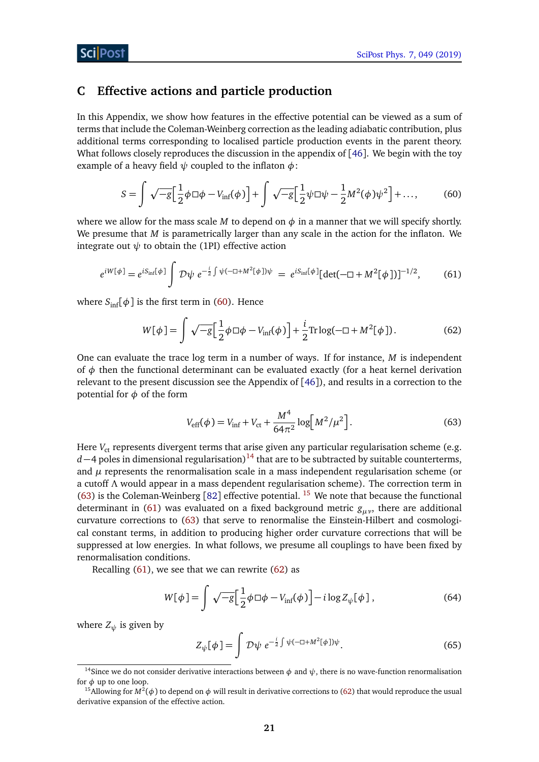## C Effective actions and particle production

In this Appendix, we show how features in the effective potential can be viewed as a sum of terms that include the Coleman-Weinberg correction as the leading adiabatic contribution, plus additional terms corresponding to localised particle production events in the parent theory. What follows closely reproduces the discussion in the appendix of [46]. We begin with the toy example of a heavy field $\psi$ coupled to the inflaton $\phi$:

$$S = \int \sqrt{-g}\Big[\frac{1}{2}\phi\Box\phi - V_{\rm inf}(\phi)\Big] + \int \sqrt{-g}\Big[\frac{1}{2}\psi\Box\psi - \frac{1}{2}M^2(\phi)\psi^2\Big] + \dots, \tag{60}$$

where we allow for the mass scale $M$ to depend on $\phi$ in a manner that we will specify shortly. We presume that $M$ is parametrically larger than any scale in the action for the inflaton. We integrate out $\psi$ to obtain the (1PI) effective action

$$e^{iW[\phi]} = e^{iS_{\rm inf}[\phi]}\int \mathcal{D}\psi\; e^{-\frac{i}{2}\int \psi(-\Box + M^2[\phi])\psi} \;=\; e^{iS_{\rm inf}[\phi]}[\det(-\Box + M^2[\phi])]^{-1/2}, \tag{61}$$

where $S_{\rm inf}[\phi]$ is the first term in (60). Hence

$$W[\phi] = \int \sqrt{-g}\Big[\frac{1}{2}\phi\Box\phi - V_{\rm inf}(\phi)\Big] + \frac{i}{2}{\rm Tr}\log(-\Box + M^2[\phi]). \tag{62}$$

One can evaluate the trace log term in a number of ways. If for instance, $M$ is independent of $\phi$ then the functional determinant can be evaluated exactly (for a heat kernel derivation relevant to the present discussion see the Appendix of [46]), and results in a correction to the potential for $\phi$ of the form

$$V_{\rm eff}(\phi) = V_{\rm inf} + V_{\rm ct} + \frac{M^4}{64\pi^2}\log\Big[M^2/\mu^2\Big]. \tag{63}$$

Here $V_{\rm ct}$ represents divergent terms that arise given any particular regularisation scheme (e.g. $d-4$ poles in dimensional regularisation)[14] that are to be subtracted by suitable counterterms, and $\mu$ represents the renormalisation scale in a mass independent regularisation scheme (or a cutoff $\Lambda$ would appear in a mass dependent regularisation scheme). The correction term in (63) is the Coleman-Weinberg [82] effective potential. [15] We note that because the functional determinant in (61) was evaluated on a fixed background metric $g_{\mu\nu}$, there are additional curvature corrections to (63) that serve to renormalise the Einstein-Hilbert and cosmological constant terms, in addition to producing higher order curvature corrections that will be suppressed at low energies. In what follows, we presume all couplings to have been fixed by renormalisation conditions.

Recalling (61), we see that we can rewrite (62) as

$$W[\phi] = \int \sqrt{-g}\Big[\frac{1}{2}\phi\Box\phi - V_{\rm inf}(\phi)\Big] - i\log Z_\psi[\phi]\,, \tag{64}$$

where $Z_\psi$ is given by

$$Z_\psi[\phi] = \int \mathcal{D}\psi\; e^{-\frac{i}{2}\int \psi(-\Box + M^2[\phi])\psi}. \tag{65}$$

[14] Since we do not consider derivative interactions between $\phi$ and $\psi$, there is no wave-function renormalisation for $\phi$ up to one loop.

[15] Allowing for $M^2(\phi)$ to depend on $\phi$ will result in derivative corrections to (62) that would reproduce the usual derivative expansion of the effective action.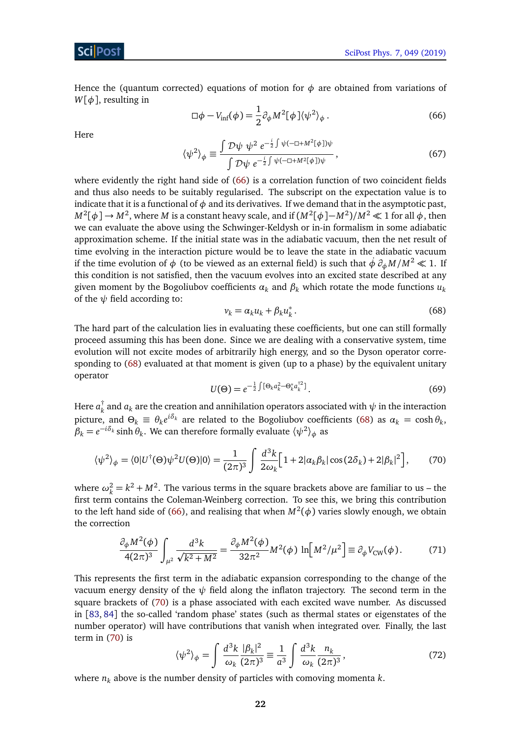Hence the (quantum corrected) equations of motion for $\phi$ are obtained from variations of $W[\phi]$, resulting in

$$\Box\phi - V_{\rm inf}(\phi) = \frac{1}{2}\partial_\phi M^2[\phi]\langle\psi^2\rangle_\phi\,. \tag{66}$$

Here

$$\langle\psi^2\rangle_\phi \equiv \frac{\int \mathcal{D}\psi\ \psi^2\ e^{-\frac{i}{2}\int \psi(-\Box+M^2[\phi])\psi}}{\int \mathcal{D}\psi\ e^{-\frac{i}{2}\int \psi(-\Box+M^2[\phi])\psi}}\,, \tag{67}$$

where evidently the right hand side of (66) is a correlation function of two coincident fields and thus also needs to be suitably regularised. The subscript on the expectation value is to indicate that it is a functional of $\phi$ and its derivatives. If we demand that in the asymptotic past, $M^2[\phi]\to M^2$, where $M$ is a constant heavy scale, and if $(M^2[\phi]-M^2)/M^2 \ll 1$ for all $\phi$, then we can evaluate the above using the Schwinger-Keldysh or in-in formalism in some adiabatic approximation scheme. If the initial state was in the adiabatic vacuum, then the net result of time evolving in the interaction picture would be to leave the state in the adiabatic vacuum if the time evolution of $\phi$ (to be viewed as an external field) is such that $\dot\phi\,\partial_\phi M/M^2 \ll 1$. If this condition is not satisfied, then the vacuum evolves into an excited state described at any given moment by the Bogoliubov coefficients $\alpha_k$ and $\beta_k$ which rotate the mode functions $u_k$ of the $\psi$ field according to:

$$v_k = \alpha_k u_k + \beta_k u_k^*\,. \tag{68}$$

The hard part of the calculation lies in evaluating these coefficients, but one can still formally proceed assuming this has been done. Since we are dealing with a conservative system, time evolution will not excite modes of arbitrarily high energy, and so the Dyson operator corresponding to (68) evaluated at that moment is given (up to a phase) by the equivalent unitary operator

$$U(\Theta) = e^{-\frac{1}{2}\int[\Theta_k a_k^2 - \Theta_k^* a_k^{\dagger 2}]}\,. \tag{69}$$

Here $a_k^\dagger$ and $a_k$ are the creation and annihilation operators associated with $\psi$ in the interaction picture, and $\Theta_k \equiv \theta_k e^{i\delta_k}$ are related to the Bogoliubov coefficients (68) as $\alpha_k = \cosh\theta_k$, $\beta_k = e^{-i\delta_k}\sinh\theta_k$. We can therefore formally evaluate $\langle\psi^2\rangle_\phi$ as

$$\langle\psi^2\rangle_\phi = \langle 0|U^\dagger(\Theta)\psi^2 U(\Theta)|0\rangle = \frac{1}{(2\pi)^3}\int\frac{d^3k}{2\omega_k}\Big[1+2|\alpha_k\beta_k|\cos(2\delta_k)+2|\beta_k|^2\Big]\,, \tag{70}$$

where $\omega_k^2 = k^2+M^2$. The various terms in the square brackets above are familiar to us – the first term contains the Coleman-Weinberg correction. To see this, we bring this contribution to the left hand side of (66), and realising that when $M^2(\phi)$ varies slowly enough, we obtain the correction

$$\frac{\partial_\phi M^2(\phi)}{4(2\pi)^3}\int_{\mu^2}\frac{d^3k}{\sqrt{k^2+M^2}} = \frac{\partial_\phi M^2(\phi)}{32\pi^2}M^2(\phi)\ \ln\Big[M^2/\mu^2\Big] \equiv \partial_\phi V_{\rm CW}(\phi)\,. \tag{71}$$

This represents the first term in the adiabatic expansion corresponding to the change of the vacuum energy density of the $\psi$ field along the inflaton trajectory. The second term in the square brackets of (70) is a phase associated with each excited wave number. As discussed in [83, 84] the so-called 'random phase' states (such as thermal states or eigenstates of the number operator) will have contributions that vanish when integrated over. Finally, the last term in (70) is

$$\langle\psi^2\rangle_\phi = \int\frac{d^3k}{\omega_k}\frac{|\beta_k|^2}{(2\pi)^3} \equiv \frac{1}{a^3}\int\frac{d^3k}{\omega_k}\frac{n_k}{(2\pi)^3}\,, \tag{72}$$

where $n_k$ above is the number density of particles with comoving momenta $k$.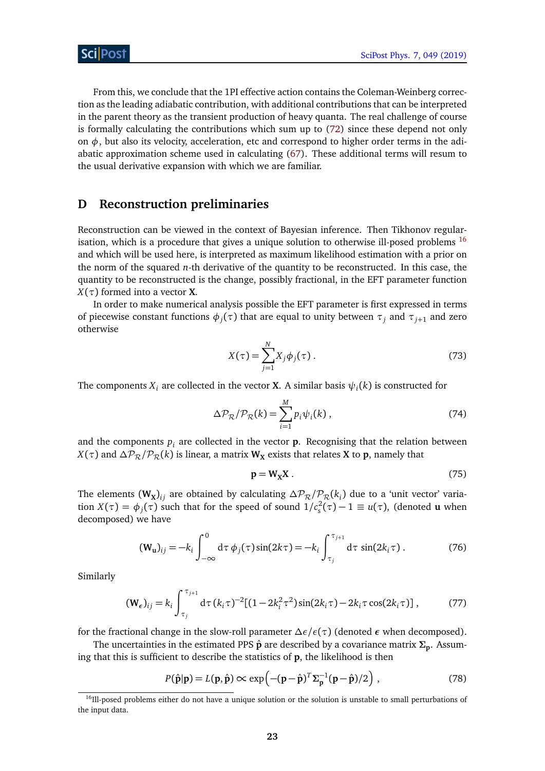From this, we conclude that the 1PI effective action contains the Coleman-Weinberg correction as the leading adiabatic contribution, with additional contributions that can be interpreted in the parent theory as the transient production of heavy quanta. The real challenge of course is formally calculating the contributions which sum up to (72) since these depend not only on $\phi$, but also its velocity, acceleration, etc and correspond to higher order terms in the adiabatic approximation scheme used in calculating (67). These additional terms will resum to the usual derivative expansion with which we are familiar.

## D Reconstruction preliminaries

Reconstruction can be viewed in the context of Bayesian inference. Then Tikhonov regularisation, which is a procedure that gives a unique solution to otherwise ill-posed problems [16] and which will be used here, is interpreted as maximum likelihood estimation with a prior on the norm of the squared $n$-th derivative of the quantity to be reconstructed. In this case, the quantity to be reconstructed is the change, possibly fractional, in the EFT parameter function $X(\tau)$ formed into a vector $\mathbf{X}$.

In order to make numerical analysis possible the EFT parameter is first expressed in terms of piecewise constant functions $\phi_j(\tau)$ that are equal to unity between $\tau_j$ and $\tau_{j+1}$ and zero otherwise

$$
X(\tau) = \sum_{j=1}^{N} X_j \phi_j(\tau) \,. \tag{73}
$$

The components $X_i$ are collected in the vector $\mathbf{X}$. A similar basis $\psi_i(k)$ is constructed for

$$
\Delta\mathcal{P}_{\mathcal{R}}/\mathcal{P}_{\mathcal{R}}(k) = \sum_{i=1}^{M} p_i \psi_i(k) \,, \tag{74}
$$

and the components $p_i$ are collected in the vector $\mathbf{p}$. Recognising that the relation between $X(\tau)$ and $\Delta\mathcal{P}_{\mathcal{R}}/\mathcal{P}_{\mathcal{R}}(k)$ is linear, a matrix $\mathbf{W_X}$ exists that relates $\mathbf{X}$ to $\mathbf{p}$, namely that

$$
\mathbf{p} = \mathbf{W_X} \mathbf{X} \,. \tag{75}
$$

The elements $(\mathbf{W_X})_{ij}$ are obtained by calculating $\Delta\mathcal{P}_{\mathcal{R}}/\mathcal{P}_{\mathcal{R}}(k_i)$ due to a 'unit vector' variation $X(\tau) = \phi_j(\tau)$ such that for the speed of sound $1/c_s^2(\tau) - 1 \equiv u(\tau)$, (denoted $\mathbf{u}$ when decomposed) we have

$$
(\mathbf{W_u})_{ij} = -k_i \int_{-\infty}^{0} d\tau \, \phi_j(\tau) \sin(2k\tau) = -k_i \int_{\tau_j}^{\tau_{j+1}} d\tau \, \sin(2k_i\tau) \,. \tag{76}
$$

Similarly

$$
(\mathbf{W}_{\boldsymbol{\epsilon}})_{ij} = k_i \int_{\tau_j}^{\tau_{j+1}} d\tau \, (k_i\tau)^{-2} [(1 - 2k_i^2\tau^2)\sin(2k_i\tau) - 2k_i\tau\cos(2k_i\tau)] \,, \tag{77}
$$

for the fractional change in the slow-roll parameter $\Delta\epsilon/\epsilon(\tau)$ (denoted $\boldsymbol{\epsilon}$ when decomposed).

The uncertainties in the estimated PPS $\hat{\mathbf{p}}$ are described by a covariance matrix $\boldsymbol{\Sigma}_{\mathbf{p}}$. Assuming that this is sufficient to describe the statistics of $\mathbf{p}$, the likelihood is then

$$
P(\hat{\mathbf{p}}|\mathbf{p}) = L(\mathbf{p}, \hat{\mathbf{p}}) \propto \exp\left( -(\mathbf{p} - \hat{\mathbf{p}})^T \boldsymbol{\Sigma}_{\mathbf{p}}^{-1} (\mathbf{p} - \hat{\mathbf{p}})/2 \right) \,, \tag{78}
$$

[16] Ill-posed problems either do not have a unique solution or the solution is unstable to small perturbations of the input data.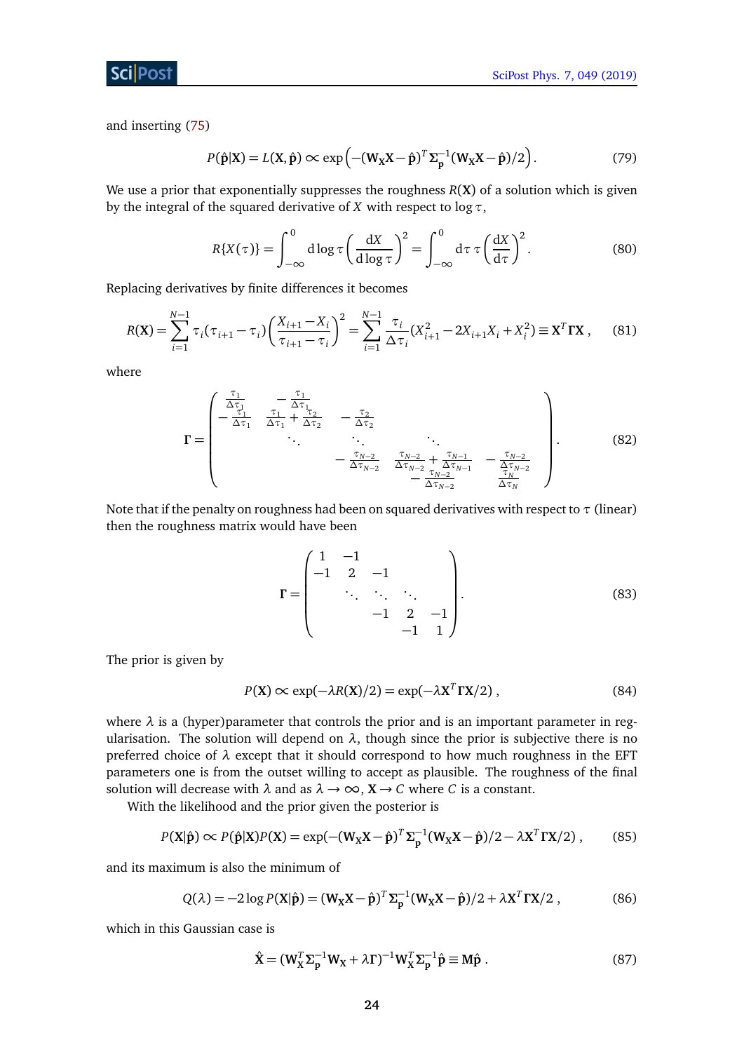and inserting (75)

$$
P(\hat{\mathbf{p}}|\mathbf{X}) = L(\mathbf{X}, \hat{\mathbf{p}}) \propto \exp\Big(-(\mathbf{W_X}\mathbf{X} - \hat{\mathbf{p}})^T \boldsymbol{\Sigma}_{\mathbf{p}}^{-1} (\mathbf{W_X}\mathbf{X} - \hat{\mathbf{p}})/2\Big). \tag{79}
$$

We use a prior that exponentially suppresses the roughness $R(\mathbf{X})$ of a solution which is given by the integral of the squared derivative of $X$ with respect to $\log\tau$,

$$
R\{X(\tau)\} = \int_{-\infty}^{0} \mathrm{d}\log\tau \left(\frac{\mathrm{d}X}{\mathrm{d}\log\tau}\right)^2 = \int_{-\infty}^{0} \mathrm{d}\tau\, \tau \left(\frac{\mathrm{d}X}{\mathrm{d}\tau}\right)^2. \tag{80}
$$

Replacing derivatives by finite differences it becomes

$$
R(\mathbf{X}) = \sum_{i=1}^{N-1} \tau_i(\tau_{i+1} - \tau_i)\left(\frac{X_{i+1} - X_i}{\tau_{i+1} - \tau_i}\right)^2 = \sum_{i=1}^{N-1} \frac{\tau_i}{\Delta\tau_i}(X_{i+1}^2 - 2X_{i+1}X_i + X_i^2) \equiv \mathbf{X}^T \boldsymbol{\Gamma} \mathbf{X}, \tag{81}
$$

where

$$
\boldsymbol{\Gamma} = \begin{pmatrix}
\frac{\tau_1}{\Delta\tau_1} & -\frac{\tau_1}{\Delta\tau_1} & & & \\
-\frac{\tau_1}{\Delta\tau_1} & \frac{\tau_1}{\Delta\tau_1} + \frac{\tau_2}{\Delta\tau_2} & -\frac{\tau_2}{\Delta\tau_2} & & \\
& \ddots & \ddots & \ddots & \\
& & -\frac{\tau_{N-2}}{\Delta\tau_{N-2}} & \frac{\tau_{N-2}}{\Delta\tau_{N-2}} + \frac{\tau_{N-1}}{\Delta\tau_{N-1}} & -\frac{\tau_{N-2}}{\Delta\tau_{N-2}} \\
& & & -\frac{\tau_{N-2}}{\Delta\tau_{N-2}} & \frac{\tau_N}{\Delta\tau_N}
\end{pmatrix}. \tag{82}
$$

Note that if the penalty on roughness had been on squared derivatives with respect to $\tau$ (linear) then the roughness matrix would have been

$$
\boldsymbol{\Gamma} = \begin{pmatrix}
1 & -1 & & & \\
-1 & 2 & -1 & & \\
& \ddots & \ddots & \ddots & \\
& & -1 & 2 & -1 \\
& & & -1 & 1
\end{pmatrix}. \tag{83}
$$

The prior is given by

$$
P(\mathbf{X}) \propto \exp(-\lambda R(\mathbf{X})/2) = \exp(-\lambda \mathbf{X}^T \boldsymbol{\Gamma} \mathbf{X}/2), \tag{84}
$$

where $\lambda$ is a (hyper)parameter that controls the prior and is an important parameter in regularisation. The solution will depend on $\lambda$, though since the prior is subjective there is no preferred choice of $\lambda$ except that it should correspond to how much roughness in the EFT parameters one is from the outset willing to accept as plausible. The roughness of the final solution will decrease with $\lambda$ and as $\lambda \to \infty$, $\mathbf{X} \to C$ where $C$ is a constant.

With the likelihood and the prior given the posterior is

$$
P(\mathbf{X}|\hat{\mathbf{p}}) \propto P(\hat{\mathbf{p}}|\mathbf{X})P(\mathbf{X}) = \exp(-(\mathbf{W_X}\mathbf{X} - \hat{\mathbf{p}})^T \boldsymbol{\Sigma}_{\mathbf{p}}^{-1} (\mathbf{W_X}\mathbf{X} - \hat{\mathbf{p}})/2 - \lambda \mathbf{X}^T \boldsymbol{\Gamma} \mathbf{X}/2), \tag{85}
$$

and its maximum is also the minimum of

$$
Q(\lambda) = -2\log P(\mathbf{X}|\hat{\mathbf{p}}) = (\mathbf{W_X}\mathbf{X} - \hat{\mathbf{p}})^T \boldsymbol{\Sigma}_{\mathbf{p}}^{-1} (\mathbf{W_X}\mathbf{X} - \hat{\mathbf{p}})/2 + \lambda \mathbf{X}^T \boldsymbol{\Gamma} \mathbf{X}/2, \tag{86}
$$

which in this Gaussian case is

$$
\hat{\mathbf{X}} = (\mathbf{W_X}^T \boldsymbol{\Sigma}_{\mathbf{p}}^{-1} \mathbf{W_X} + \lambda \boldsymbol{\Gamma})^{-1} \mathbf{W_X}^T \boldsymbol{\Sigma}_{\mathbf{p}}^{-1} \hat{\mathbf{p}} \equiv \mathbf{M}\hat{\mathbf{p}}. \tag{87}
$$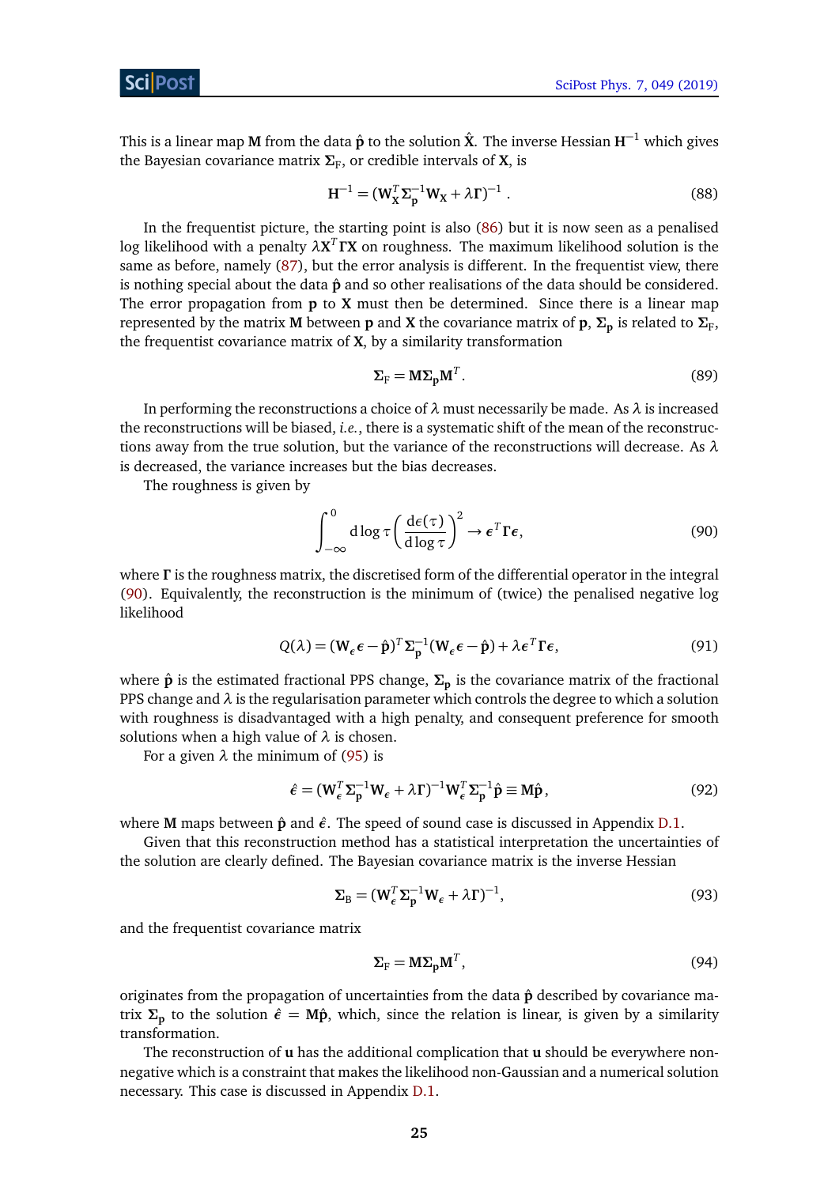This is a linear map $\mathbf{M}$ from the data $\hat{\mathbf{p}}$ to the solution $\hat{\mathbf{X}}$. The inverse Hessian $\mathbf{H}^{-1}$ which gives the Bayesian covariance matrix $\boldsymbol{\Sigma}_{\mathrm{F}}$, or credible intervals of $\mathbf{X}$, is

$$\mathbf{H}^{-1} = (\mathbf{W}_{\mathbf{X}}^T \boldsymbol{\Sigma}_{\mathbf{p}}^{-1} \mathbf{W}_{\mathbf{X}} + \lambda \boldsymbol{\Gamma})^{-1} . \tag{88}$$

In the frequentist picture, the starting point is also (86) but it is now seen as a penalised log likelihood with a penalty $\lambda \mathbf{X}^T \boldsymbol{\Gamma} \mathbf{X}$ on roughness. The maximum likelihood solution is the same as before, namely (87), but the error analysis is different. In the frequentist view, there is nothing special about the data $\hat{\mathbf{p}}$ and so other realisations of the data should be considered. The error propagation from $\mathbf{p}$ to $\mathbf{X}$ must then be determined. Since there is a linear map represented by the matrix $\mathbf{M}$ between $\mathbf{p}$ and $\mathbf{X}$ the covariance matrix of $\mathbf{p}$, $\boldsymbol{\Sigma}_{\mathbf{p}}$ is related to $\boldsymbol{\Sigma}_{\mathrm{F}}$, the frequentist covariance matrix of $\mathbf{X}$, by a similarity transformation

$$\boldsymbol{\Sigma}_{\mathrm{F}} = \mathbf{M} \boldsymbol{\Sigma}_{\mathbf{p}} \mathbf{M}^T . \tag{89}$$

In performing the reconstructions a choice of $\lambda$ must necessarily be made. As $\lambda$ is increased the reconstructions will be biased, *i.e.*, there is a systematic shift of the mean of the reconstructions away from the true solution, but the variance of the reconstructions will decrease. As $\lambda$ is decreased, the variance increases but the bias decreases.

The roughness is given by

$$\int_{-\infty}^{0} \mathrm{d} \log \tau \left( \frac{\mathrm{d}\epsilon(\tau)}{\mathrm{d} \log \tau} \right)^2 \to \boldsymbol{\epsilon}^T \boldsymbol{\Gamma} \boldsymbol{\epsilon}, \tag{90}$$

where $\boldsymbol{\Gamma}$ is the roughness matrix, the discretised form of the differential operator in the integral (90). Equivalently, the reconstruction is the minimum of (twice) the penalised negative log likelihood

$$Q(\lambda) = (\mathbf{W}_{\epsilon} \boldsymbol{\epsilon} - \hat{\mathbf{p}})^T \boldsymbol{\Sigma}_{\mathbf{p}}^{-1} (\mathbf{W}_{\epsilon} \boldsymbol{\epsilon} - \hat{\mathbf{p}}) + \lambda \boldsymbol{\epsilon}^T \boldsymbol{\Gamma} \boldsymbol{\epsilon}, \tag{91}$$

where $\hat{\mathbf{p}}$ is the estimated fractional PPS change, $\boldsymbol{\Sigma}_{\mathbf{p}}$ is the covariance matrix of the fractional PPS change and $\lambda$ is the regularisation parameter which controls the degree to which a solution with roughness is disadvantaged with a high penalty, and consequent preference for smooth solutions when a high value of $\lambda$ is chosen.

For a given $\lambda$ the minimum of (95) is

$$\hat{\boldsymbol{\epsilon}} = (\mathbf{W}_{\epsilon}^T \boldsymbol{\Sigma}_{\mathbf{p}}^{-1} \mathbf{W}_{\epsilon} + \lambda \boldsymbol{\Gamma})^{-1} \mathbf{W}_{\epsilon}^T \boldsymbol{\Sigma}_{\mathbf{p}}^{-1} \hat{\mathbf{p}} \equiv \mathbf{M} \hat{\mathbf{p}}, \tag{92}$$

where $\mathbf{M}$ maps between $\hat{\mathbf{p}}$ and $\hat{\boldsymbol{\epsilon}}$. The speed of sound case is discussed in Appendix D.1.

Given that this reconstruction method has a statistical interpretation the uncertainties of the solution are clearly defined. The Bayesian covariance matrix is the inverse Hessian

$$\boldsymbol{\Sigma}_{\mathrm{B}} = (\mathbf{W}_{\epsilon}^T \boldsymbol{\Sigma}_{\mathbf{p}}^{-1} \mathbf{W}_{\epsilon} + \lambda \boldsymbol{\Gamma})^{-1}, \tag{93}$$

and the frequentist covariance matrix

$$\boldsymbol{\Sigma}_{\mathrm{F}} = \mathbf{M} \boldsymbol{\Sigma}_{\mathbf{p}} \mathbf{M}^T, \tag{94}$$

originates from the propagation of uncertainties from the data $\hat{\mathbf{p}}$ described by covariance matrix $\boldsymbol{\Sigma}_{\mathbf{p}}$ to the solution $\hat{\boldsymbol{\epsilon}} = \mathbf{M} \hat{\mathbf{p}}$, which, since the relation is linear, is given by a similarity transformation.

The reconstruction of $\mathbf{u}$ has the additional complication that $\mathbf{u}$ should be everywhere non-negative which is a constraint that makes the likelihood non-Gaussian and a numerical solution necessary. This case is discussed in Appendix D.1.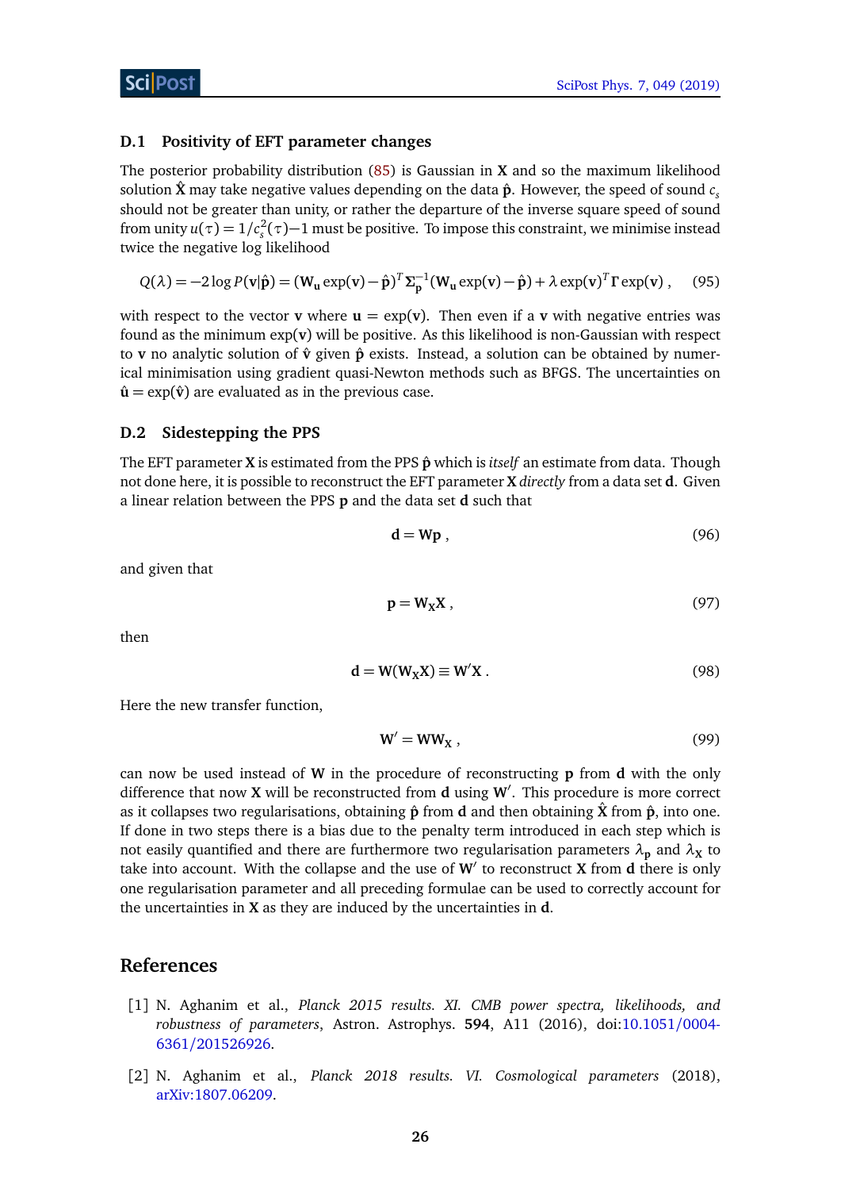### D.1 Positivity of EFT parameter changes

The posterior probability distribution (85) is Gaussian in $\mathbf{X}$ and so the maximum likelihood solution $\hat{\mathbf{X}}$ may take negative values depending on the data $\hat{\mathbf{p}}$. However, the speed of sound $c_s$ should not be greater than unity, or rather the departure of the inverse square speed of sound from unity $u(\tau) = 1/c_s^2(\tau) - 1$ must be positive. To impose this constraint, we minimise instead twice the negative log likelihood

$$Q(\lambda) = -2\log P(\mathbf{v}|\hat{\mathbf{p}}) = (\mathbf{W_u}\exp(\mathbf{v}) - \hat{\mathbf{p}})^T \mathbf{\Sigma_p}^{-1}(\mathbf{W_u}\exp(\mathbf{v}) - \hat{\mathbf{p}}) + \lambda \exp(\mathbf{v})^T \mathbf{\Gamma} \exp(\mathbf{v}) \,, \quad (95)$$

with respect to the vector $\mathbf{v}$ where $\mathbf{u} = \exp(\mathbf{v})$. Then even if a $\mathbf{v}$ with negative entries was found as the minimum $\exp(\mathbf{v})$ will be positive. As this likelihood is non-Gaussian with respect to $\mathbf{v}$ no analytic solution of $\hat{\mathbf{v}}$ given $\hat{\mathbf{p}}$ exists. Instead, a solution can be obtained by numerical minimisation using gradient quasi-Newton methods such as BFGS. The uncertainties on $\hat{\mathbf{u}} = \exp(\hat{\mathbf{v}})$ are evaluated as in the previous case.

### D.2 Sidestepping the PPS

The EFT parameter $\mathbf{X}$ is estimated from the PPS $\hat{\mathbf{p}}$ which is *itself* an estimate from data. Though not done here, it is possible to reconstruct the EFT parameter $\mathbf{X}$ *directly* from a data set $\mathbf{d}$. Given a linear relation between the PPS $\mathbf{p}$ and the data set $\mathbf{d}$ such that

$$\mathbf{d} = \mathbf{W}\mathbf{p} \,, \quad (96)$$

and given that

$$\mathbf{p} = \mathbf{W_X}\mathbf{X} \,, \quad (97)$$

then

$$\mathbf{d} = \mathbf{W}(\mathbf{W_X}\mathbf{X}) \equiv \mathbf{W}'\mathbf{X} \,. \quad (98)$$

Here the new transfer function,

$$\mathbf{W}' = \mathbf{W}\mathbf{W_X} \,, \quad (99)$$

can now be used instead of $\mathbf{W}$ in the procedure of reconstructing $\mathbf{p}$ from $\mathbf{d}$ with the only difference that now $\mathbf{X}$ will be reconstructed from $\mathbf{d}$ using $\mathbf{W}'$. This procedure is more correct as it collapses two regularisations, obtaining $\hat{\mathbf{p}}$ from $\mathbf{d}$ and then obtaining $\hat{\mathbf{X}}$ from $\hat{\mathbf{p}}$, into one. If done in two steps there is a bias due to the penalty term introduced in each step which is not easily quantified and there are furthermore two regularisation parameters $\lambda_{\mathbf{p}}$ and $\lambda_{\mathbf{X}}$ to take into account. With the collapse and the use of $\mathbf{W}'$ to reconstruct $\mathbf{X}$ from $\mathbf{d}$ there is only one regularisation parameter and all preceding formulae can be used to correctly account for the uncertainties in $\mathbf{X}$ as they are induced by the uncertainties in $\mathbf{d}$.

## References

[1] N. Aghanim et al., *Planck 2015 results. XI. CMB power spectra, likelihoods, and robustness of parameters*, Astron. Astrophys. **594**, A11 (2016), doi:10.1051/0004-6361/201526926.

[2] N. Aghanim et al., *Planck 2018 results. VI. Cosmological parameters* (2018), arXiv:1807.06209.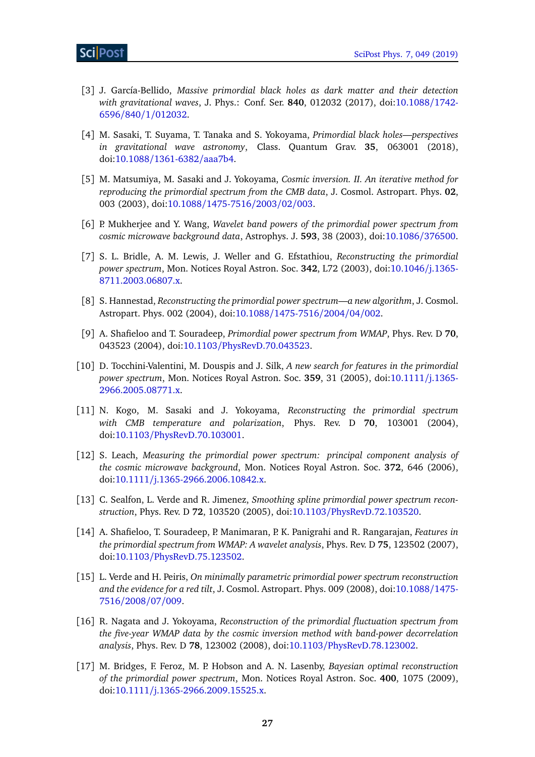[3] J. García-Bellido, *Massive primordial black holes as dark matter and their detection with gravitational waves*, J. Phys.: Conf. Ser. **840**, 012032 (2017), doi:10.1088/1742-6596/840/1/012032.

[4] M. Sasaki, T. Suyama, T. Tanaka and S. Yokoyama, *Primordial black holes—perspectives in gravitational wave astronomy*, Class. Quantum Grav. **35**, 063001 (2018), doi:10.1088/1361-6382/aaa7b4.

[5] M. Matsumiya, M. Sasaki and J. Yokoyama, *Cosmic inversion. II. An iterative method for reproducing the primordial spectrum from the CMB data*, J. Cosmol. Astropart. Phys. **02**, 003 (2003), doi:10.1088/1475-7516/2003/02/003.

[6] P. Mukherjee and Y. Wang, *Wavelet band powers of the primordial power spectrum from cosmic microwave background data*, Astrophys. J. **593**, 38 (2003), doi:10.1086/376500.

[7] S. L. Bridle, A. M. Lewis, J. Weller and G. Efstathiou, *Reconstructing the primordial power spectrum*, Mon. Notices Royal Astron. Soc. **342**, L72 (2003), doi:10.1046/j.1365-8711.2003.06807.x.

[8] S. Hannestad, *Reconstructing the primordial power spectrum—a new algorithm*, J. Cosmol. Astropart. Phys. 002 (2004), doi:10.1088/1475-7516/2004/04/002.

[9] A. Shafieloo and T. Souradeep, *Primordial power spectrum from WMAP*, Phys. Rev. D **70**, 043523 (2004), doi:10.1103/PhysRevD.70.043523.

[10] D. Tocchini-Valentini, M. Douspis and J. Silk, *A new search for features in the primordial power spectrum*, Mon. Notices Royal Astron. Soc. **359**, 31 (2005), doi:10.1111/j.1365-2966.2005.08771.x.

[11] N. Kogo, M. Sasaki and J. Yokoyama, *Reconstructing the primordial spectrum with CMB temperature and polarization*, Phys. Rev. D **70**, 103001 (2004), doi:10.1103/PhysRevD.70.103001.

[12] S. Leach, *Measuring the primordial power spectrum: principal component analysis of the cosmic microwave background*, Mon. Notices Royal Astron. Soc. **372**, 646 (2006), doi:10.1111/j.1365-2966.2006.10842.x.

[13] C. Sealfon, L. Verde and R. Jimenez, *Smoothing spline primordial power spectrum reconstruction*, Phys. Rev. D **72**, 103520 (2005), doi:10.1103/PhysRevD.72.103520.

[14] A. Shafieloo, T. Souradeep, P. Manimaran, P. K. Panigrahi and R. Rangarajan, *Features in the primordial spectrum from WMAP: A wavelet analysis*, Phys. Rev. D **75**, 123502 (2007), doi:10.1103/PhysRevD.75.123502.

[15] L. Verde and H. Peiris, *On minimally parametric primordial power spectrum reconstruction and the evidence for a red tilt*, J. Cosmol. Astropart. Phys. 009 (2008), doi:10.1088/1475-7516/2008/07/009.

[16] R. Nagata and J. Yokoyama, *Reconstruction of the primordial fluctuation spectrum from the five-year WMAP data by the cosmic inversion method with band-power decorrelation analysis*, Phys. Rev. D **78**, 123002 (2008), doi:10.1103/PhysRevD.78.123002.

[17] M. Bridges, F. Feroz, M. P. Hobson and A. N. Lasenby, *Bayesian optimal reconstruction of the primordial power spectrum*, Mon. Notices Royal Astron. Soc. **400**, 1075 (2009), doi:10.1111/j.1365-2966.2009.15525.x.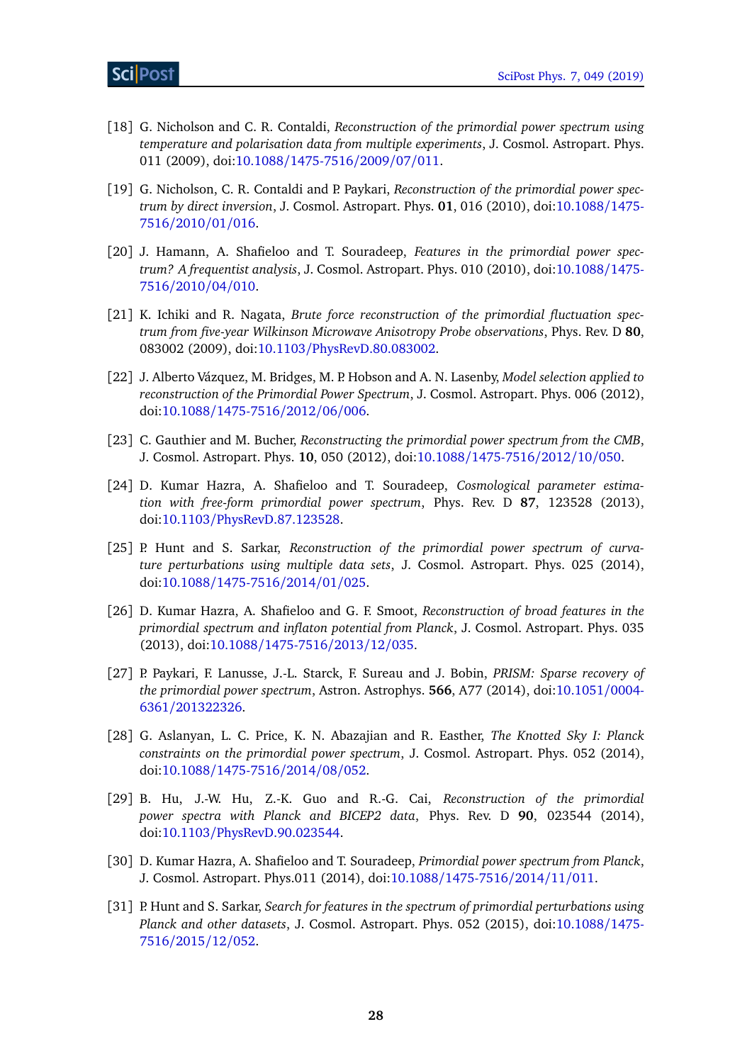[18] G. Nicholson and C. R. Contaldi, *Reconstruction of the primordial power spectrum using temperature and polarisation data from multiple experiments*, J. Cosmol. Astropart. Phys. 011 (2009), doi:10.1088/1475-7516/2009/07/011.

[19] G. Nicholson, C. R. Contaldi and P. Paykari, *Reconstruction of the primordial power spectrum by direct inversion*, J. Cosmol. Astropart. Phys. **01**, 016 (2010), doi:10.1088/1475-7516/2010/01/016.

[20] J. Hamann, A. Shafieloo and T. Souradeep, *Features in the primordial power spectrum? A frequentist analysis*, J. Cosmol. Astropart. Phys. 010 (2010), doi:10.1088/1475-7516/2010/04/010.

[21] K. Ichiki and R. Nagata, *Brute force reconstruction of the primordial fluctuation spectrum from five-year Wilkinson Microwave Anisotropy Probe observations*, Phys. Rev. D **80**, 083002 (2009), doi:10.1103/PhysRevD.80.083002.

[22] J. Alberto Vázquez, M. Bridges, M. P. Hobson and A. N. Lasenby, *Model selection applied to reconstruction of the Primordial Power Spectrum*, J. Cosmol. Astropart. Phys. 006 (2012), doi:10.1088/1475-7516/2012/06/006.

[23] C. Gauthier and M. Bucher, *Reconstructing the primordial power spectrum from the CMB*, J. Cosmol. Astropart. Phys. **10**, 050 (2012), doi:10.1088/1475-7516/2012/10/050.

[24] D. Kumar Hazra, A. Shafieloo and T. Souradeep, *Cosmological parameter estimation with free-form primordial power spectrum*, Phys. Rev. D **87**, 123528 (2013), doi:10.1103/PhysRevD.87.123528.

[25] P. Hunt and S. Sarkar, *Reconstruction of the primordial power spectrum of curvature perturbations using multiple data sets*, J. Cosmol. Astropart. Phys. 025 (2014), doi:10.1088/1475-7516/2014/01/025.

[26] D. Kumar Hazra, A. Shafieloo and G. F. Smoot, *Reconstruction of broad features in the primordial spectrum and inflaton potential from Planck*, J. Cosmol. Astropart. Phys. 035 (2013), doi:10.1088/1475-7516/2013/12/035.

[27] P. Paykari, F. Lanusse, J.-L. Starck, F. Sureau and J. Bobin, *PRISM: Sparse recovery of the primordial power spectrum*, Astron. Astrophys. **566**, A77 (2014), doi:10.1051/0004-6361/201322326.

[28] G. Aslanyan, L. C. Price, K. N. Abazajian and R. Easther, *The Knotted Sky I: Planck constraints on the primordial power spectrum*, J. Cosmol. Astropart. Phys. 052 (2014), doi:10.1088/1475-7516/2014/08/052.

[29] B. Hu, J.-W. Hu, Z.-K. Guo and R.-G. Cai, *Reconstruction of the primordial power spectra with Planck and BICEP2 data*, Phys. Rev. D **90**, 023544 (2014), doi:10.1103/PhysRevD.90.023544.

[30] D. Kumar Hazra, A. Shafieloo and T. Souradeep, *Primordial power spectrum from Planck*, J. Cosmol. Astropart. Phys.011 (2014), doi:10.1088/1475-7516/2014/11/011.

[31] P. Hunt and S. Sarkar, *Search for features in the spectrum of primordial perturbations using Planck and other datasets*, J. Cosmol. Astropart. Phys. 052 (2015), doi:10.1088/1475-7516/2015/12/052.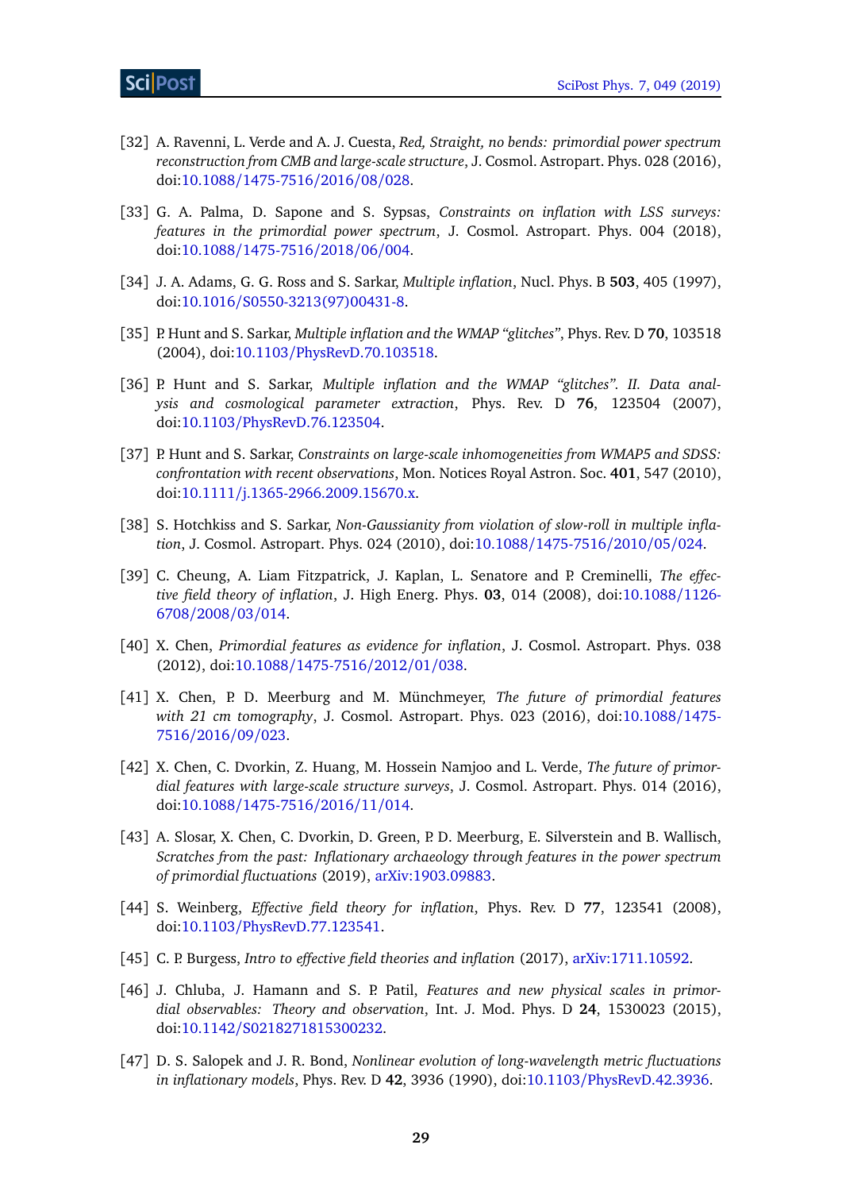[32] A. Ravenni, L. Verde and A. J. Cuesta, *Red, Straight, no bends: primordial power spectrum reconstruction from CMB and large-scale structure*, J. Cosmol. Astropart. Phys. 028 (2016), doi:10.1088/1475-7516/2016/08/028.

[33] G. A. Palma, D. Sapone and S. Sypsas, *Constraints on inflation with LSS surveys: features in the primordial power spectrum*, J. Cosmol. Astropart. Phys. 004 (2018), doi:10.1088/1475-7516/2018/06/004.

[34] J. A. Adams, G. G. Ross and S. Sarkar, *Multiple inflation*, Nucl. Phys. B **503**, 405 (1997), doi:10.1016/S0550-3213(97)00431-8.

[35] P. Hunt and S. Sarkar, *Multiple inflation and the WMAP "glitches"*, Phys. Rev. D **70**, 103518 (2004), doi:10.1103/PhysRevD.70.103518.

[36] P. Hunt and S. Sarkar, *Multiple inflation and the WMAP "glitches". II. Data analysis and cosmological parameter extraction*, Phys. Rev. D **76**, 123504 (2007), doi:10.1103/PhysRevD.76.123504.

[37] P. Hunt and S. Sarkar, *Constraints on large-scale inhomogeneities from WMAP5 and SDSS: confrontation with recent observations*, Mon. Notices Royal Astron. Soc. **401**, 547 (2010), doi:10.1111/j.1365-2966.2009.15670.x.

[38] S. Hotchkiss and S. Sarkar, *Non-Gaussianity from violation of slow-roll in multiple inflation*, J. Cosmol. Astropart. Phys. 024 (2010), doi:10.1088/1475-7516/2010/05/024.

[39] C. Cheung, A. Liam Fitzpatrick, J. Kaplan, L. Senatore and P. Creminelli, *The effective field theory of inflation*, J. High Energ. Phys. **03**, 014 (2008), doi:10.1088/1126-6708/2008/03/014.

[40] X. Chen, *Primordial features as evidence for inflation*, J. Cosmol. Astropart. Phys. 038 (2012), doi:10.1088/1475-7516/2012/01/038.

[41] X. Chen, P. D. Meerburg and M. Münchmeyer, *The future of primordial features with 21 cm tomography*, J. Cosmol. Astropart. Phys. 023 (2016), doi:10.1088/1475-7516/2016/09/023.

[42] X. Chen, C. Dvorkin, Z. Huang, M. Hossein Namjoo and L. Verde, *The future of primordial features with large-scale structure surveys*, J. Cosmol. Astropart. Phys. 014 (2016), doi:10.1088/1475-7516/2016/11/014.

[43] A. Slosar, X. Chen, C. Dvorkin, D. Green, P. D. Meerburg, E. Silverstein and B. Wallisch, *Scratches from the past: Inflationary archaeology through features in the power spectrum of primordial fluctuations* (2019), arXiv:1903.09883.

[44] S. Weinberg, *Effective field theory for inflation*, Phys. Rev. D **77**, 123541 (2008), doi:10.1103/PhysRevD.77.123541.

[45] C. P. Burgess, *Intro to effective field theories and inflation* (2017), arXiv:1711.10592.

[46] J. Chluba, J. Hamann and S. P. Patil, *Features and new physical scales in primordial observables: Theory and observation*, Int. J. Mod. Phys. D **24**, 1530023 (2015), doi:10.1142/S0218271815300232.

[47] D. S. Salopek and J. R. Bond, *Nonlinear evolution of long-wavelength metric fluctuations in inflationary models*, Phys. Rev. D **42**, 3936 (1990), doi:10.1103/PhysRevD.42.3936.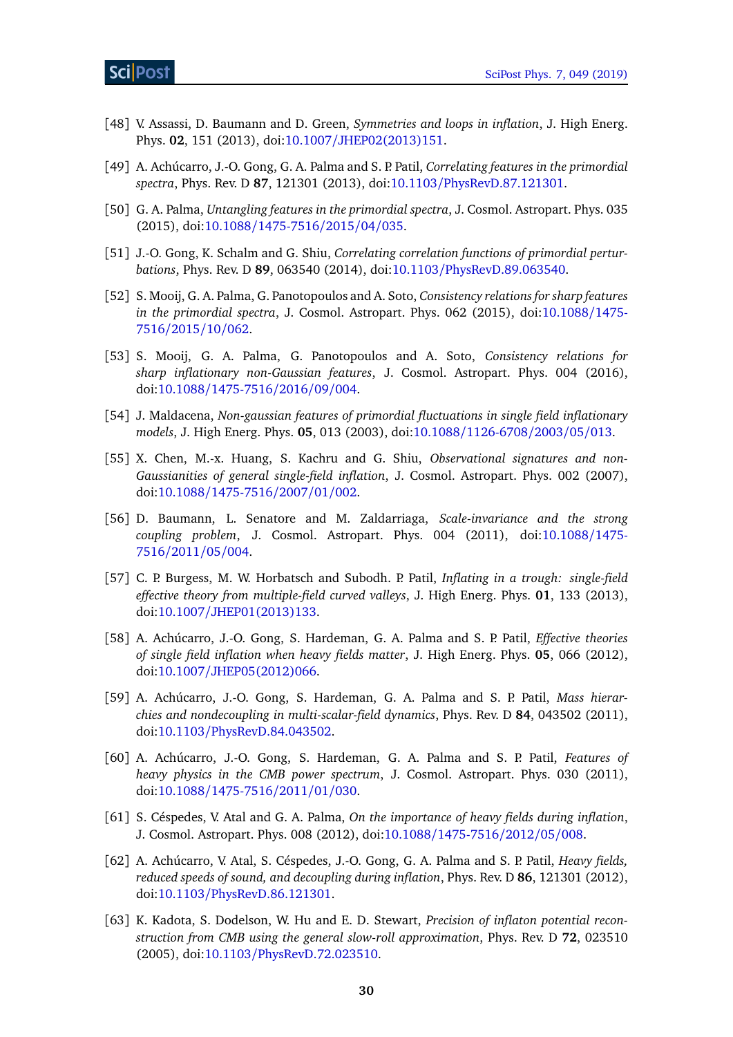[48] V. Assassi, D. Baumann and D. Green, *Symmetries and loops in inflation*, J. High Energ. Phys. **02**, 151 (2013), doi:10.1007/JHEP02(2013)151.

[49] A. Achúcarro, J.-O. Gong, G. A. Palma and S. P. Patil, *Correlating features in the primordial spectra*, Phys. Rev. D **87**, 121301 (2013), doi:10.1103/PhysRevD.87.121301.

[50] G. A. Palma, *Untangling features in the primordial spectra*, J. Cosmol. Astropart. Phys. 035 (2015), doi:10.1088/1475-7516/2015/04/035.

[51] J.-O. Gong, K. Schalm and G. Shiu, *Correlating correlation functions of primordial perturbations*, Phys. Rev. D **89**, 063540 (2014), doi:10.1103/PhysRevD.89.063540.

[52] S. Mooij, G. A. Palma, G. Panotopoulos and A. Soto, *Consistency relations for sharp features in the primordial spectra*, J. Cosmol. Astropart. Phys. 062 (2015), doi:10.1088/1475-7516/2015/10/062.

[53] S. Mooij, G. A. Palma, G. Panotopoulos and A. Soto, *Consistency relations for sharp inflationary non-Gaussian features*, J. Cosmol. Astropart. Phys. 004 (2016), doi:10.1088/1475-7516/2016/09/004.

[54] J. Maldacena, *Non-gaussian features of primordial fluctuations in single field inflationary models*, J. High Energ. Phys. **05**, 013 (2003), doi:10.1088/1126-6708/2003/05/013.

[55] X. Chen, M.-x. Huang, S. Kachru and G. Shiu, *Observational signatures and non-Gaussianities of general single-field inflation*, J. Cosmol. Astropart. Phys. 002 (2007), doi:10.1088/1475-7516/2007/01/002.

[56] D. Baumann, L. Senatore and M. Zaldarriaga, *Scale-invariance and the strong coupling problem*, J. Cosmol. Astropart. Phys. 004 (2011), doi:10.1088/1475-7516/2011/05/004.

[57] C. P. Burgess, M. W. Horbatsch and Subodh. P. Patil, *Inflating in a trough: single-field effective theory from multiple-field curved valleys*, J. High Energ. Phys. **01**, 133 (2013), doi:10.1007/JHEP01(2013)133.

[58] A. Achúcarro, J.-O. Gong, S. Hardeman, G. A. Palma and S. P. Patil, *Effective theories of single field inflation when heavy fields matter*, J. High Energ. Phys. **05**, 066 (2012), doi:10.1007/JHEP05(2012)066.

[59] A. Achúcarro, J.-O. Gong, S. Hardeman, G. A. Palma and S. P. Patil, *Mass hierarchies and nondecoupling in multi-scalar-field dynamics*, Phys. Rev. D **84**, 043502 (2011), doi:10.1103/PhysRevD.84.043502.

[60] A. Achúcarro, J.-O. Gong, S. Hardeman, G. A. Palma and S. P. Patil, *Features of heavy physics in the CMB power spectrum*, J. Cosmol. Astropart. Phys. 030 (2011), doi:10.1088/1475-7516/2011/01/030.

[61] S. Céspedes, V. Atal and G. A. Palma, *On the importance of heavy fields during inflation*, J. Cosmol. Astropart. Phys. 008 (2012), doi:10.1088/1475-7516/2012/05/008.

[62] A. Achúcarro, V. Atal, S. Céspedes, J.-O. Gong, G. A. Palma and S. P. Patil, *Heavy fields, reduced speeds of sound, and decoupling during inflation*, Phys. Rev. D **86**, 121301 (2012), doi:10.1103/PhysRevD.86.121301.

[63] K. Kadota, S. Dodelson, W. Hu and E. D. Stewart, *Precision of inflaton potential reconstruction from CMB using the general slow-roll approximation*, Phys. Rev. D **72**, 023510 (2005), doi:10.1103/PhysRevD.72.023510.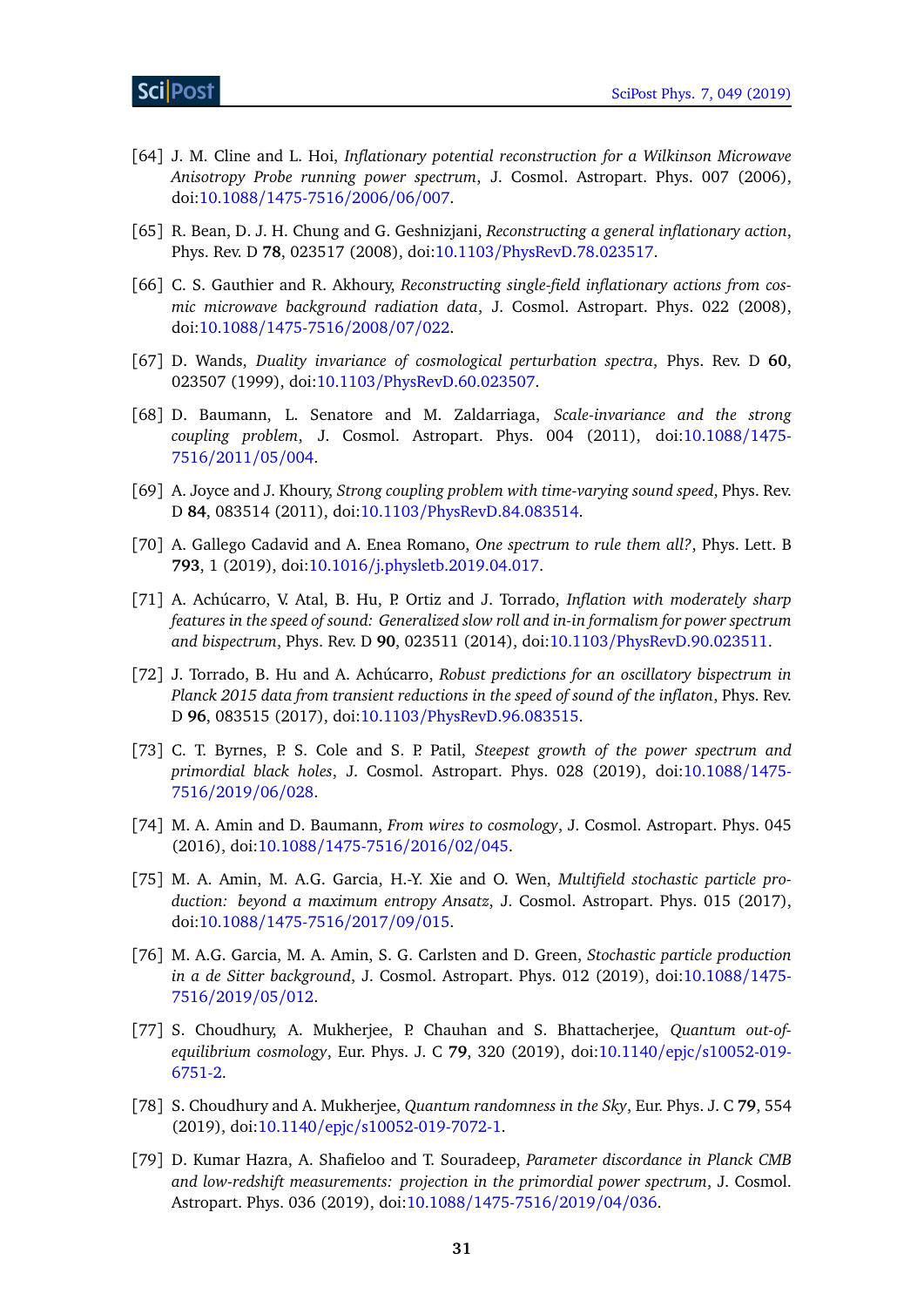[64] J. M. Cline and L. Hoi, *Inflationary potential reconstruction for a Wilkinson Microwave Anisotropy Probe running power spectrum*, J. Cosmol. Astropart. Phys. 007 (2006), doi:10.1088/1475-7516/2006/06/007.

[65] R. Bean, D. J. H. Chung and G. Geshnizjani, *Reconstructing a general inflationary action*, Phys. Rev. D **78**, 023517 (2008), doi:10.1103/PhysRevD.78.023517.

[66] C. S. Gauthier and R. Akhoury, *Reconstructing single-field inflationary actions from cosmic microwave background radiation data*, J. Cosmol. Astropart. Phys. 022 (2008), doi:10.1088/1475-7516/2008/07/022.

[67] D. Wands, *Duality invariance of cosmological perturbation spectra*, Phys. Rev. D **60**, 023507 (1999), doi:10.1103/PhysRevD.60.023507.

[68] D. Baumann, L. Senatore and M. Zaldarriaga, *Scale-invariance and the strong coupling problem*, J. Cosmol. Astropart. Phys. 004 (2011), doi:10.1088/1475-7516/2011/05/004.

[69] A. Joyce and J. Khoury, *Strong coupling problem with time-varying sound speed*, Phys. Rev. D **84**, 083514 (2011), doi:10.1103/PhysRevD.84.083514.

[70] A. Gallego Cadavid and A. Enea Romano, *One spectrum to rule them all?*, Phys. Lett. B **793**, 1 (2019), doi:10.1016/j.physletb.2019.04.017.

[71] A. Achúcarro, V. Atal, B. Hu, P. Ortiz and J. Torrado, *Inflation with moderately sharp features in the speed of sound: Generalized slow roll and in-in formalism for power spectrum and bispectrum*, Phys. Rev. D **90**, 023511 (2014), doi:10.1103/PhysRevD.90.023511.

[72] J. Torrado, B. Hu and A. Achúcarro, *Robust predictions for an oscillatory bispectrum in Planck 2015 data from transient reductions in the speed of sound of the inflaton*, Phys. Rev. D **96**, 083515 (2017), doi:10.1103/PhysRevD.96.083515.

[73] C. T. Byrnes, P. S. Cole and S. P. Patil, *Steepest growth of the power spectrum and primordial black holes*, J. Cosmol. Astropart. Phys. 028 (2019), doi:10.1088/1475-7516/2019/06/028.

[74] M. A. Amin and D. Baumann, *From wires to cosmology*, J. Cosmol. Astropart. Phys. 045 (2016), doi:10.1088/1475-7516/2016/02/045.

[75] M. A. Amin, M. A.G. Garcia, H.-Y. Xie and O. Wen, *Multifield stochastic particle production: beyond a maximum entropy Ansatz*, J. Cosmol. Astropart. Phys. 015 (2017), doi:10.1088/1475-7516/2017/09/015.

[76] M. A.G. Garcia, M. A. Amin, S. G. Carlsten and D. Green, *Stochastic particle production in a de Sitter background*, J. Cosmol. Astropart. Phys. 012 (2019), doi:10.1088/1475-7516/2019/05/012.

[77] S. Choudhury, A. Mukherjee, P. Chauhan and S. Bhattacherjee, *Quantum out-of-equilibrium cosmology*, Eur. Phys. J. C **79**, 320 (2019), doi:10.1140/epjc/s10052-019-6751-2.

[78] S. Choudhury and A. Mukherjee, *Quantum randomness in the Sky*, Eur. Phys. J. C **79**, 554 (2019), doi:10.1140/epjc/s10052-019-7072-1.

[79] D. Kumar Hazra, A. Shafieloo and T. Souradeep, *Parameter discordance in Planck CMB and low-redshift measurements: projection in the primordial power spectrum*, J. Cosmol. Astropart. Phys. 036 (2019), doi:10.1088/1475-7516/2019/04/036.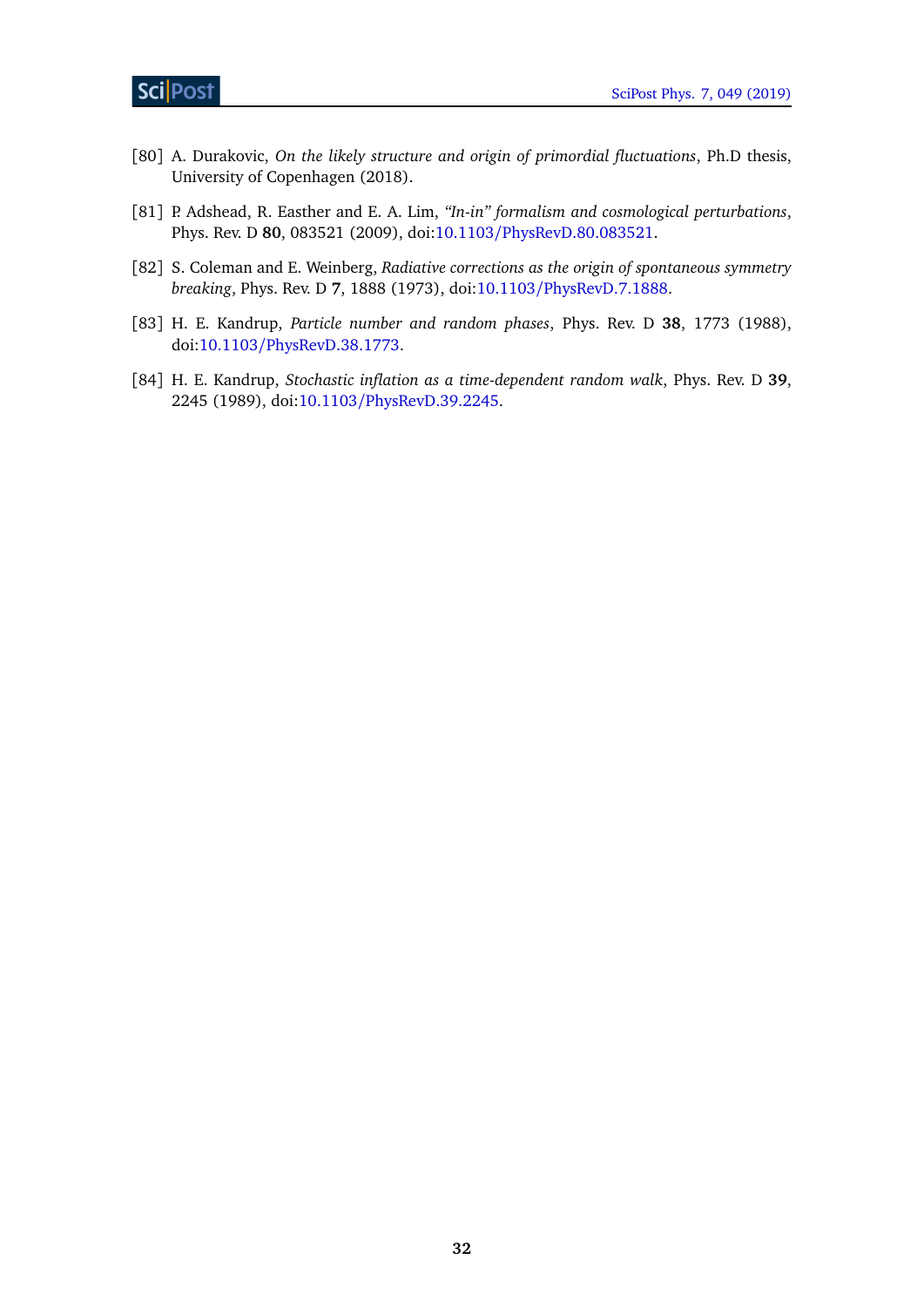[80] A. Durakovic, *On the likely structure and origin of primordial fluctuations*, Ph.D thesis, University of Copenhagen (2018).

[81] P. Adshead, R. Easther and E. A. Lim, *"In-in" formalism and cosmological perturbations*, Phys. Rev. D **80**, 083521 (2009), doi:10.1103/PhysRevD.80.083521.

[82] S. Coleman and E. Weinberg, *Radiative corrections as the origin of spontaneous symmetry breaking*, Phys. Rev. D **7**, 1888 (1973), doi:10.1103/PhysRevD.7.1888.

[83] H. E. Kandrup, *Particle number and random phases*, Phys. Rev. D **38**, 1773 (1988), doi:10.1103/PhysRevD.38.1773.

[84] H. E. Kandrup, *Stochastic inflation as a time-dependent random walk*, Phys. Rev. D **39**, 2245 (1989), doi:10.1103/PhysRevD.39.2245.